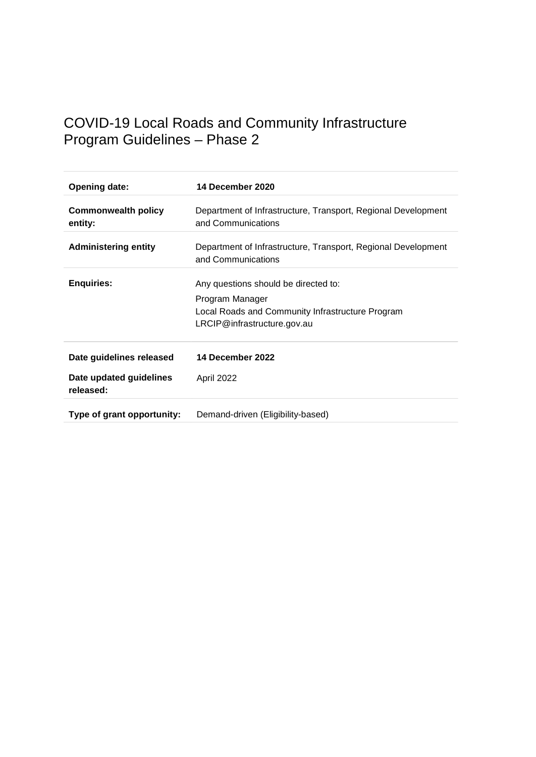# COVID-19 Local Roads and Community Infrastructure Program Guidelines – Phase 2

| | |
|---|---|
| **Opening date:** | **14 December 2020** |
| **Commonwealth policy entity:** | Department of Infrastructure, Transport, Regional Development and Communications |
| **Administering entity** | Department of Infrastructure, Transport, Regional Development and Communications |
| **Enquiries:** | Any questions should be directed to:<br>Program Manager<br>Local Roads and Community Infrastructure Program<br>LRCIP@infrastructure.gov.au |
| **Date guidelines released** | **14 December 2022** |
| **Date updated guidelines released:** | April 2022 |
| **Type of grant opportunity:** | Demand-driven (Eligibility-based) |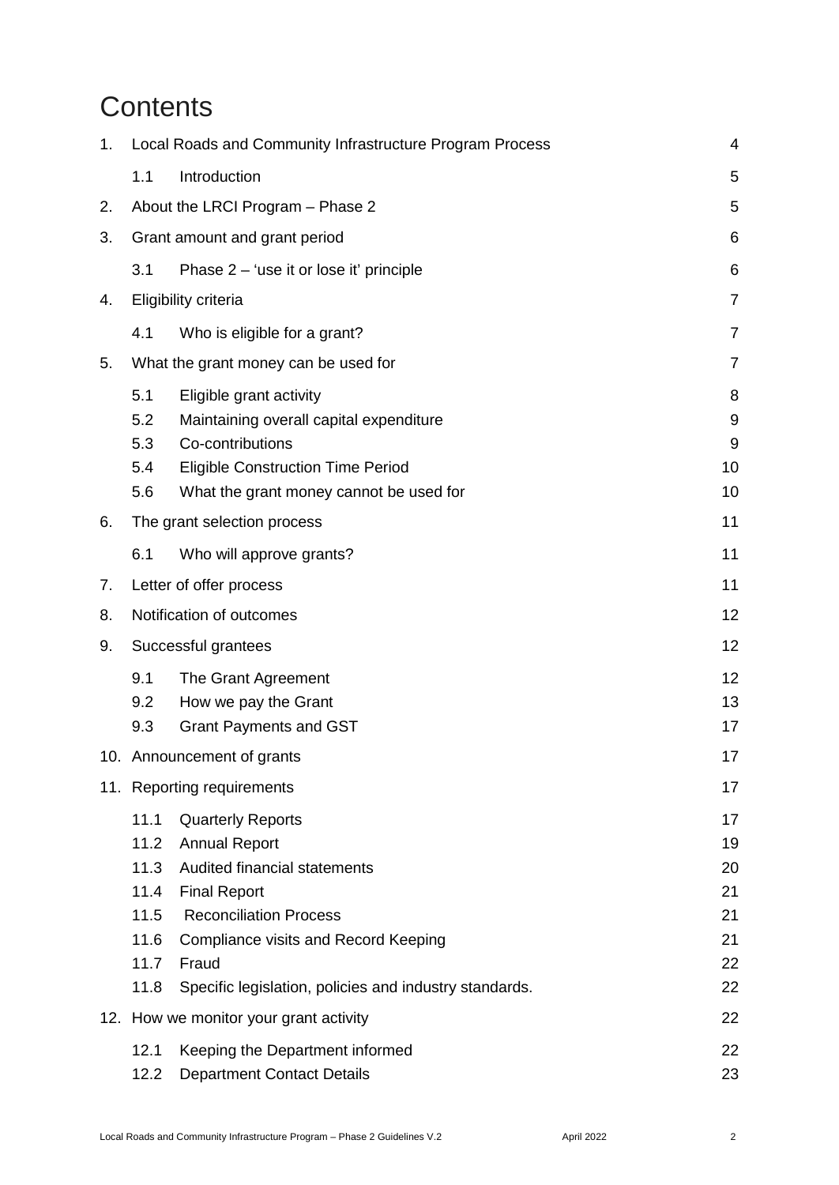# Contents

| | | | |
|---|---|---|---|
| 1. | Local Roads and Community Infrastructure Program Process | | 4 |
| | 1.1 | Introduction | 5 |
| 2. | About the LRCI Program – Phase 2 | | 5 |
| 3. | Grant amount and grant period | | 6 |
| | 3.1 | Phase 2 – 'use it or lose it' principle | 6 |
| 4. | Eligibility criteria | | 7 |
| | 4.1 | Who is eligible for a grant? | 7 |
| 5. | What the grant money can be used for | | 7 |
| | 5.1 | Eligible grant activity | 8 |
| | 5.2 | Maintaining overall capital expenditure | 9 |
| | 5.3 | Co-contributions | 9 |
| | 5.4 | Eligible Construction Time Period | 10 |
| | 5.6 | What the grant money cannot be used for | 10 |
| 6. | The grant selection process | | 11 |
| | 6.1 | Who will approve grants? | 11 |
| 7. | Letter of offer process | | 11 |
| 8. | Notification of outcomes | | 12 |
| 9. | Successful grantees | | 12 |
| | 9.1 | The Grant Agreement | 12 |
| | 9.2 | How we pay the Grant | 13 |
| | 9.3 | Grant Payments and GST | 17 |
| 10. | Announcement of grants | | 17 |
| 11. | Reporting requirements | | 17 |
| | 11.1 | Quarterly Reports | 17 |
| | 11.2 | Annual Report | 19 |
| | 11.3 | Audited financial statements | 20 |
| | 11.4 | Final Report | 21 |
| | 11.5 | Reconciliation Process | 21 |
| | 11.6 | Compliance visits and Record Keeping | 21 |
| | 11.7 | Fraud | 22 |
| | 11.8 | Specific legislation, policies and industry standards. | 22 |
| 12. | How we monitor your grant activity | | 22 |
| | 12.1 | Keeping the Department informed | 22 |
| | 12.2 | Department Contact Details | 23 |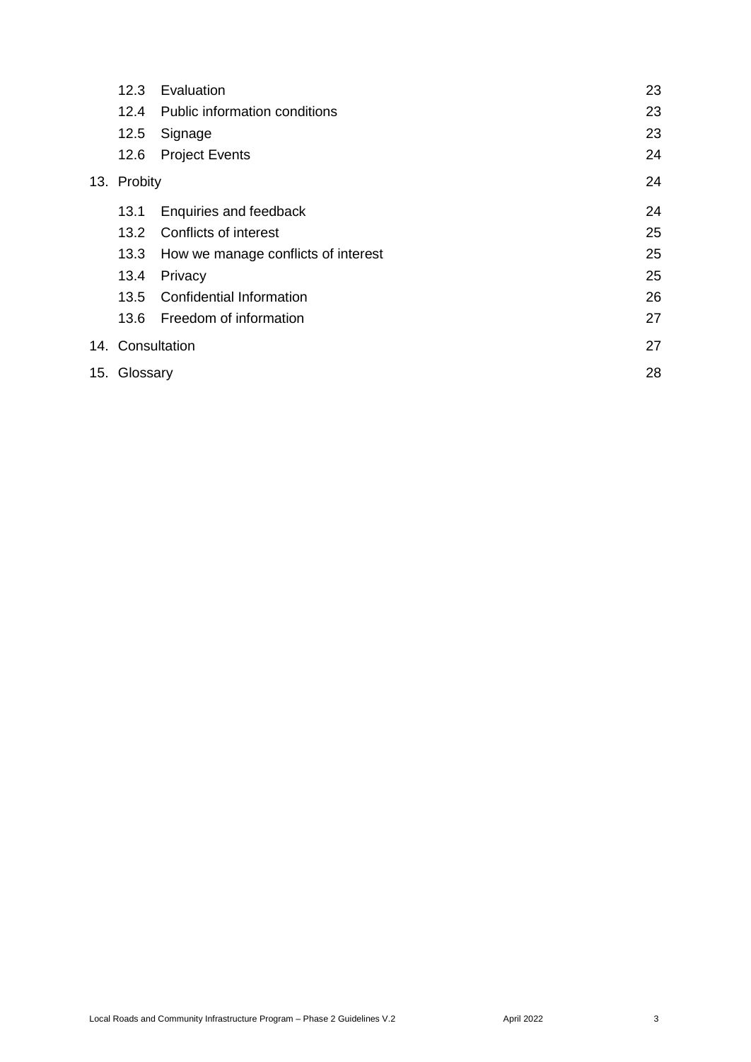| | | |
|---|---|---|
| 12.3 | Evaluation | 23 |
| 12.4 | Public information conditions | 23 |
| 12.5 | Signage | 23 |
| 12.6 | Project Events | 24 |
| 13. | Probity | 24 |
| 13.1 | Enquiries and feedback | 24 |
| 13.2 | Conflicts of interest | 25 |
| 13.3 | How we manage conflicts of interest | 25 |
| 13.4 | Privacy | 25 |
| 13.5 | Confidential Information | 26 |
| 13.6 | Freedom of information | 27 |
| 14. | Consultation | 27 |
| 15. | Glossary | 28 |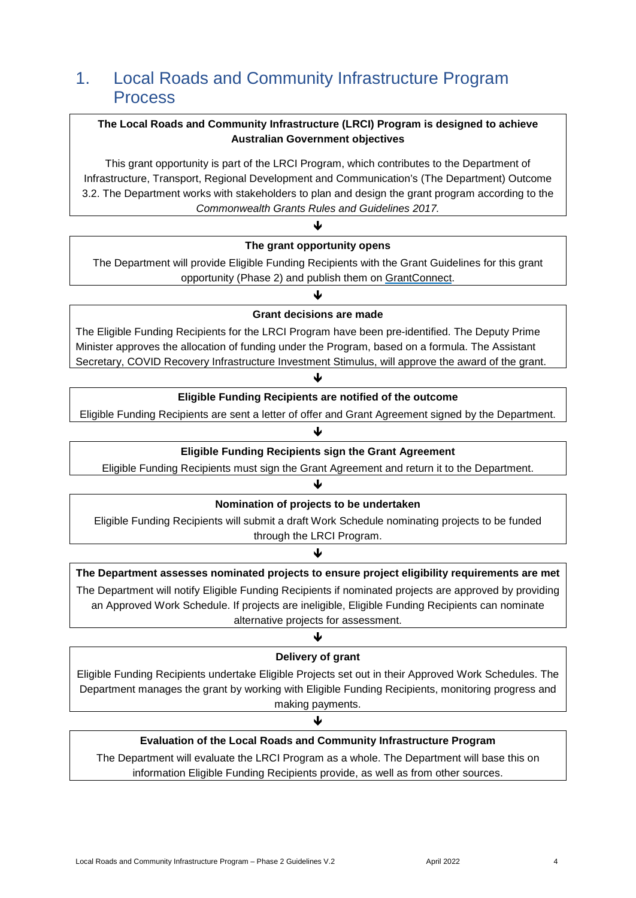# 1. Local Roads and Community Infrastructure Program Process

**The Local Roads and Community Infrastructure (LRCI) Program is designed to achieve Australian Government objectives**

This grant opportunity is part of the LRCI Program, which contributes to the Department of Infrastructure, Transport, Regional Development and Communication's (The Department) Outcome 3.2. The Department works with stakeholders to plan and design the grant program according to the *Commonwealth Grants Rules and Guidelines 2017.*

↓

**The grant opportunity opens**

The Department will provide Eligible Funding Recipients with the Grant Guidelines for this grant opportunity (Phase 2) and publish them on GrantConnect.

↓

**Grant decisions are made**

The Eligible Funding Recipients for the LRCI Program have been pre-identified. The Deputy Prime Minister approves the allocation of funding under the Program, based on a formula. The Assistant Secretary, COVID Recovery Infrastructure Investment Stimulus, will approve the award of the grant.

↓

**Eligible Funding Recipients are notified of the outcome**

Eligible Funding Recipients are sent a letter of offer and Grant Agreement signed by the Department.

↓

**Eligible Funding Recipients sign the Grant Agreement**

Eligible Funding Recipients must sign the Grant Agreement and return it to the Department.

↓

**Nomination of projects to be undertaken**

Eligible Funding Recipients will submit a draft Work Schedule nominating projects to be funded through the LRCI Program.

↓

**The Department assesses nominated projects to ensure project eligibility requirements are met**

The Department will notify Eligible Funding Recipients if nominated projects are approved by providing an Approved Work Schedule. If projects are ineligible, Eligible Funding Recipients can nominate alternative projects for assessment.

↓

**Delivery of grant**

Eligible Funding Recipients undertake Eligible Projects set out in their Approved Work Schedules. The Department manages the grant by working with Eligible Funding Recipients, monitoring progress and making payments.

↓

**Evaluation of the Local Roads and Community Infrastructure Program**

The Department will evaluate the LRCI Program as a whole. The Department will base this on information Eligible Funding Recipients provide, as well as from other sources.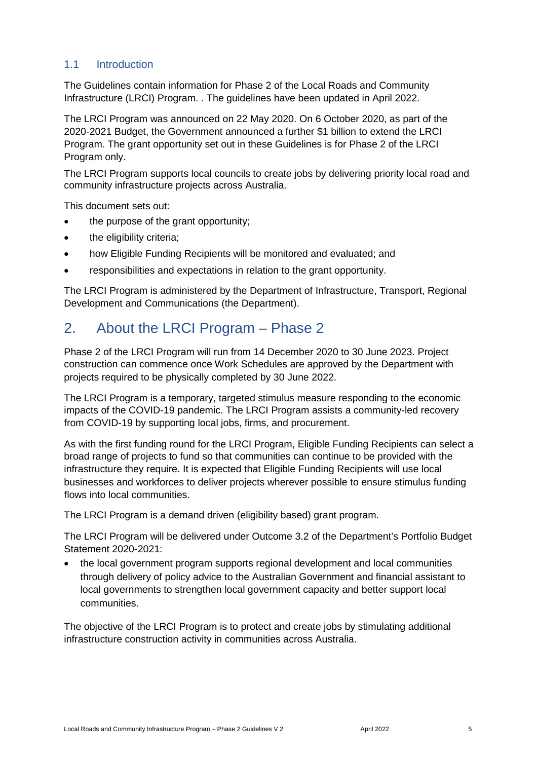### 1.1 Introduction

The Guidelines contain information for Phase 2 of the Local Roads and Community Infrastructure (LRCI) Program. . The guidelines have been updated in April 2022.

The LRCI Program was announced on 22 May 2020. On 6 October 2020, as part of the 2020-2021 Budget, the Government announced a further $1 billion to extend the LRCI Program. The grant opportunity set out in these Guidelines is for Phase 2 of the LRCI Program only.

The LRCI Program supports local councils to create jobs by delivering priority local road and community infrastructure projects across Australia.

This document sets out:

- the purpose of the grant opportunity;
- the eligibility criteria;
- how Eligible Funding Recipients will be monitored and evaluated; and
- responsibilities and expectations in relation to the grant opportunity.

The LRCI Program is administered by the Department of Infrastructure, Transport, Regional Development and Communications (the Department).

## 2. About the LRCI Program – Phase 2

Phase 2 of the LRCI Program will run from 14 December 2020 to 30 June 2023. Project construction can commence once Work Schedules are approved by the Department with projects required to be physically completed by 30 June 2022.

The LRCI Program is a temporary, targeted stimulus measure responding to the economic impacts of the COVID-19 pandemic. The LRCI Program assists a community-led recovery from COVID-19 by supporting local jobs, firms, and procurement.

As with the first funding round for the LRCI Program, Eligible Funding Recipients can select a broad range of projects to fund so that communities can continue to be provided with the infrastructure they require. It is expected that Eligible Funding Recipients will use local businesses and workforces to deliver projects wherever possible to ensure stimulus funding flows into local communities.

The LRCI Program is a demand driven (eligibility based) grant program.

The LRCI Program will be delivered under Outcome 3.2 of the Department's Portfolio Budget Statement 2020-2021:

- the local government program supports regional development and local communities through delivery of policy advice to the Australian Government and financial assistant to local governments to strengthen local government capacity and better support local communities.

The objective of the LRCI Program is to protect and create jobs by stimulating additional infrastructure construction activity in communities across Australia.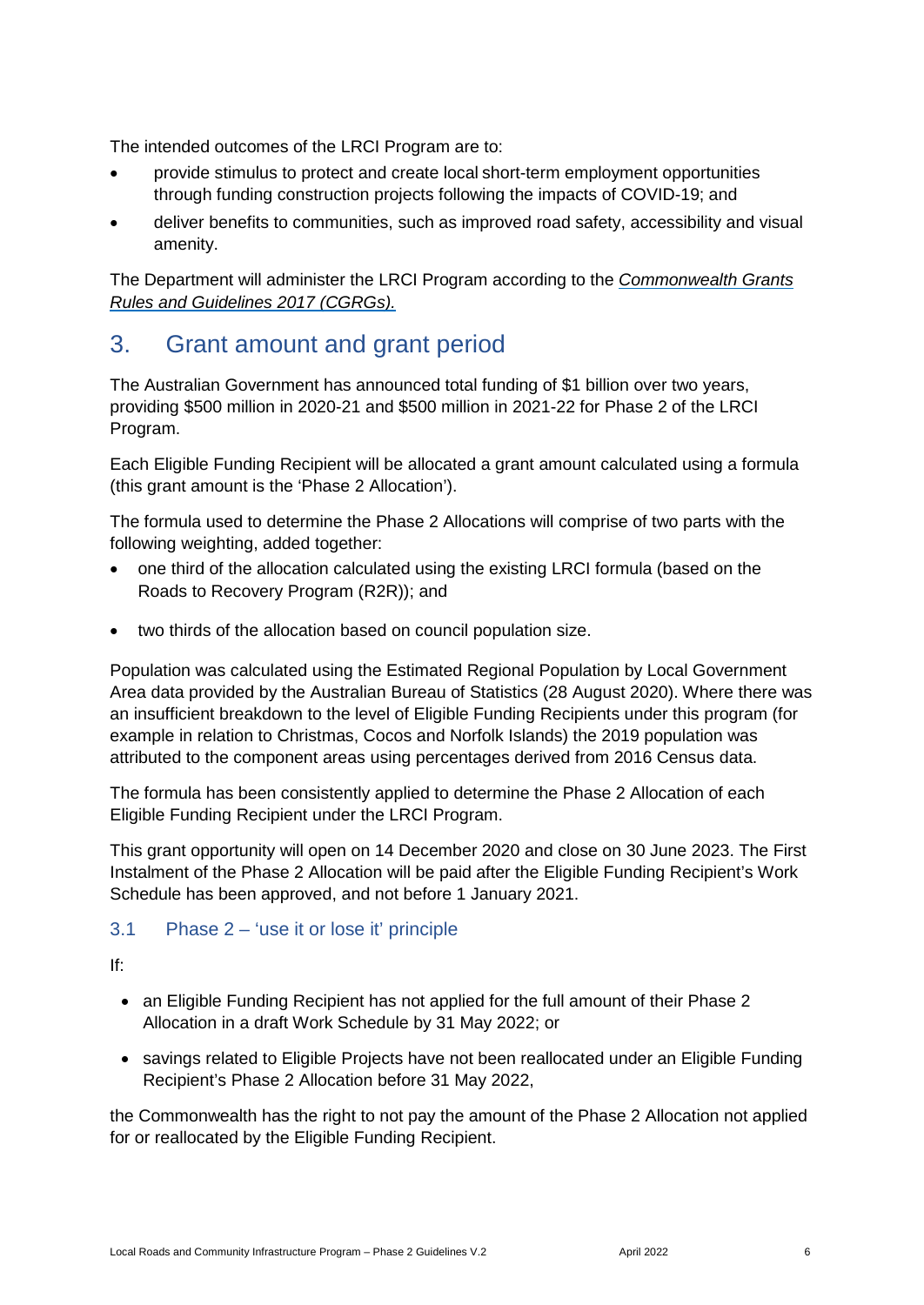The intended outcomes of the LRCI Program are to:

- provide stimulus to protect and create local short-term employment opportunities through funding construction projects following the impacts of COVID-19; and
- deliver benefits to communities, such as improved road safety, accessibility and visual amenity.

The Department will administer the LRCI Program according to the *Commonwealth Grants Rules and Guidelines 2017 (CGRGs).*

## 3. Grant amount and grant period

The Australian Government has announced total funding of $1 billion over two years, providing $500 million in 2020-21 and $500 million in 2021-22 for Phase 2 of the LRCI Program.

Each Eligible Funding Recipient will be allocated a grant amount calculated using a formula (this grant amount is the 'Phase 2 Allocation').

The formula used to determine the Phase 2 Allocations will comprise of two parts with the following weighting, added together:

- one third of the allocation calculated using the existing LRCI formula (based on the Roads to Recovery Program (R2R)); and
- two thirds of the allocation based on council population size.

Population was calculated using the Estimated Regional Population by Local Government Area data provided by the Australian Bureau of Statistics (28 August 2020). Where there was an insufficient breakdown to the level of Eligible Funding Recipients under this program (for example in relation to Christmas, Cocos and Norfolk Islands) the 2019 population was attributed to the component areas using percentages derived from 2016 Census data.

The formula has been consistently applied to determine the Phase 2 Allocation of each Eligible Funding Recipient under the LRCI Program.

This grant opportunity will open on 14 December 2020 and close on 30 June 2023. The First Instalment of the Phase 2 Allocation will be paid after the Eligible Funding Recipient's Work Schedule has been approved, and not before 1 January 2021.

### 3.1 Phase 2 – 'use it or lose it' principle

If:

- an Eligible Funding Recipient has not applied for the full amount of their Phase 2 Allocation in a draft Work Schedule by 31 May 2022; or
- savings related to Eligible Projects have not been reallocated under an Eligible Funding Recipient's Phase 2 Allocation before 31 May 2022,

the Commonwealth has the right to not pay the amount of the Phase 2 Allocation not applied for or reallocated by the Eligible Funding Recipient.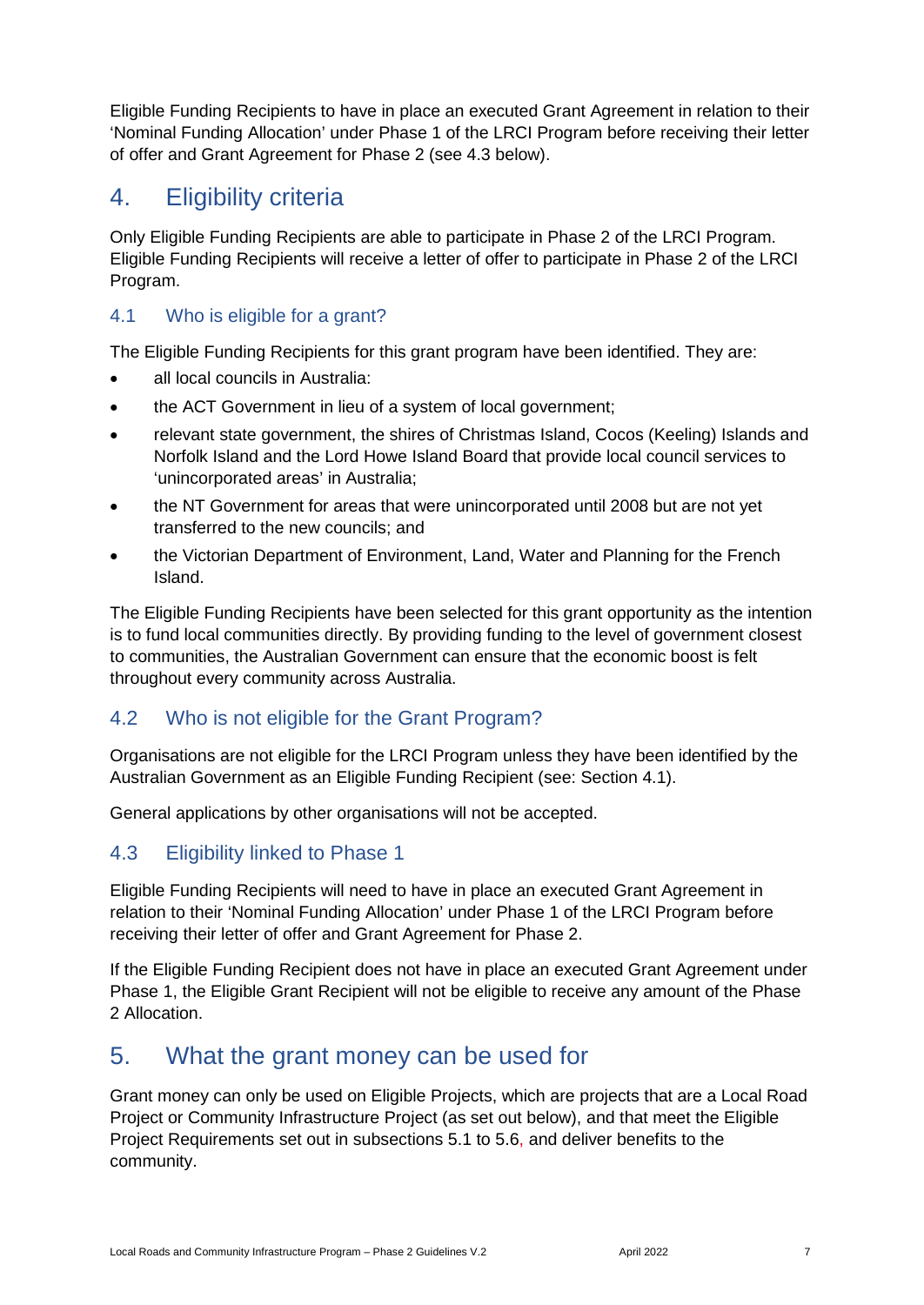Eligible Funding Recipients to have in place an executed Grant Agreement in relation to their 'Nominal Funding Allocation' under Phase 1 of the LRCI Program before receiving their letter of offer and Grant Agreement for Phase 2 (see 4.3 below).

# 4. Eligibility criteria

Only Eligible Funding Recipients are able to participate in Phase 2 of the LRCI Program. Eligible Funding Recipients will receive a letter of offer to participate in Phase 2 of the LRCI Program.

## 4.1 Who is eligible for a grant?

The Eligible Funding Recipients for this grant program have been identified. They are:

- all local councils in Australia:
- the ACT Government in lieu of a system of local government;
- relevant state government, the shires of Christmas Island, Cocos (Keeling) Islands and Norfolk Island and the Lord Howe Island Board that provide local council services to 'unincorporated areas' in Australia;
- the NT Government for areas that were unincorporated until 2008 but are not yet transferred to the new councils; and
- the Victorian Department of Environment, Land, Water and Planning for the French Island.

The Eligible Funding Recipients have been selected for this grant opportunity as the intention is to fund local communities directly. By providing funding to the level of government closest to communities, the Australian Government can ensure that the economic boost is felt throughout every community across Australia.

## 4.2 Who is not eligible for the Grant Program?

Organisations are not eligible for the LRCI Program unless they have been identified by the Australian Government as an Eligible Funding Recipient (see: Section 4.1).

General applications by other organisations will not be accepted.

## 4.3 Eligibility linked to Phase 1

Eligible Funding Recipients will need to have in place an executed Grant Agreement in relation to their 'Nominal Funding Allocation' under Phase 1 of the LRCI Program before receiving their letter of offer and Grant Agreement for Phase 2.

If the Eligible Funding Recipient does not have in place an executed Grant Agreement under Phase 1, the Eligible Grant Recipient will not be eligible to receive any amount of the Phase 2 Allocation.

# 5. What the grant money can be used for

Grant money can only be used on Eligible Projects, which are projects that are a Local Road Project or Community Infrastructure Project (as set out below), and that meet the Eligible Project Requirements set out in subsections 5.1 to 5.6, and deliver benefits to the community.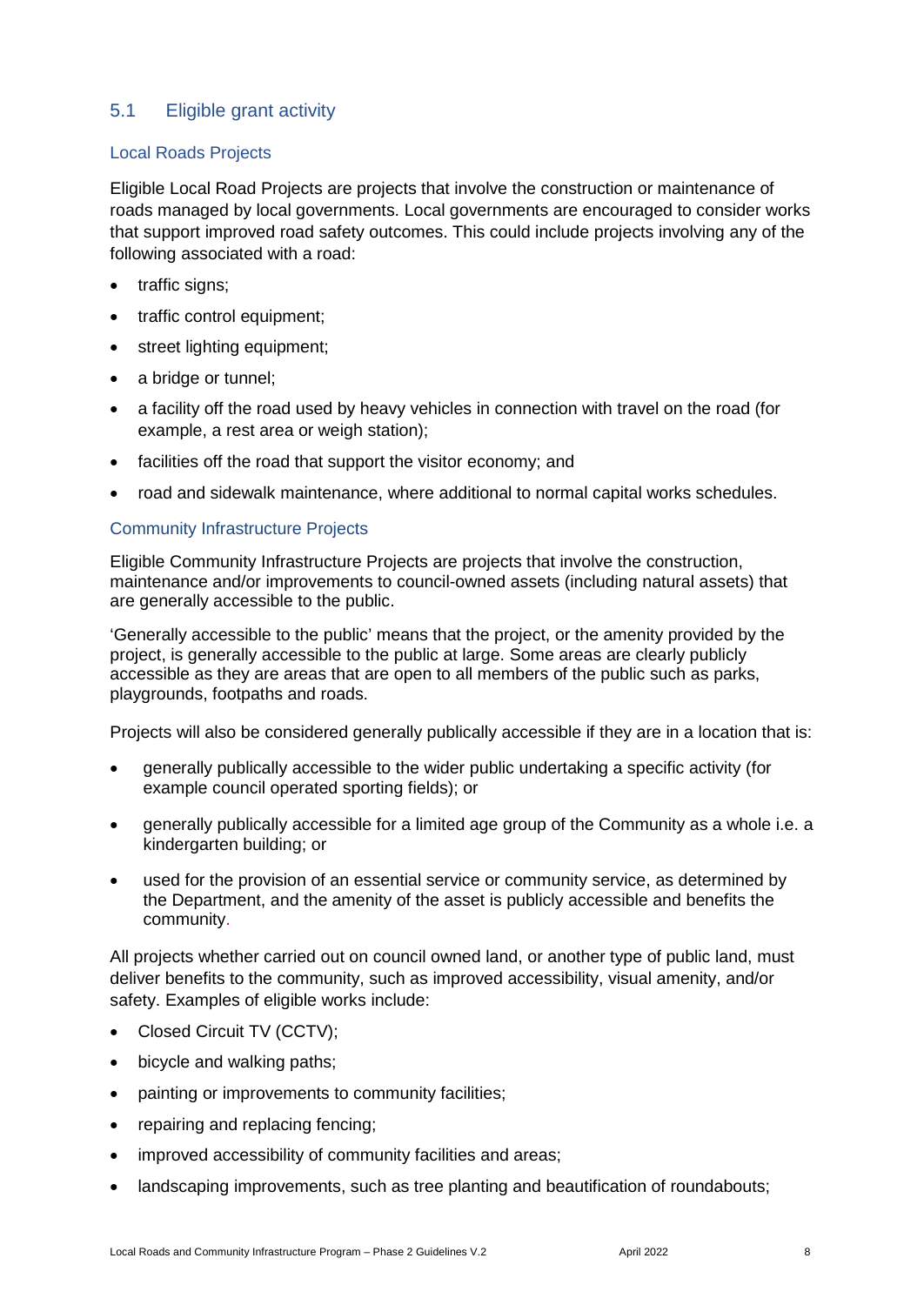## 5.1 Eligible grant activity

### Local Roads Projects

Eligible Local Road Projects are projects that involve the construction or maintenance of roads managed by local governments. Local governments are encouraged to consider works that support improved road safety outcomes. This could include projects involving any of the following associated with a road:

- traffic signs;
- traffic control equipment;
- street lighting equipment;
- a bridge or tunnel;
- a facility off the road used by heavy vehicles in connection with travel on the road (for example, a rest area or weigh station);
- facilities off the road that support the visitor economy; and
- road and sidewalk maintenance, where additional to normal capital works schedules.

### Community Infrastructure Projects

Eligible Community Infrastructure Projects are projects that involve the construction, maintenance and/or improvements to council-owned assets (including natural assets) that are generally accessible to the public.

'Generally accessible to the public' means that the project, or the amenity provided by the project, is generally accessible to the public at large. Some areas are clearly publicly accessible as they are areas that are open to all members of the public such as parks, playgrounds, footpaths and roads.

Projects will also be considered generally publically accessible if they are in a location that is:

- generally publically accessible to the wider public undertaking a specific activity (for example council operated sporting fields); or
- generally publically accessible for a limited age group of the Community as a whole i.e. a kindergarten building; or
- used for the provision of an essential service or community service, as determined by the Department, and the amenity of the asset is publicly accessible and benefits the community.

All projects whether carried out on council owned land, or another type of public land, must deliver benefits to the community, such as improved accessibility, visual amenity, and/or safety. Examples of eligible works include:

- Closed Circuit TV (CCTV);
- bicycle and walking paths;
- painting or improvements to community facilities;
- repairing and replacing fencing;
- improved accessibility of community facilities and areas;
- landscaping improvements, such as tree planting and beautification of roundabouts;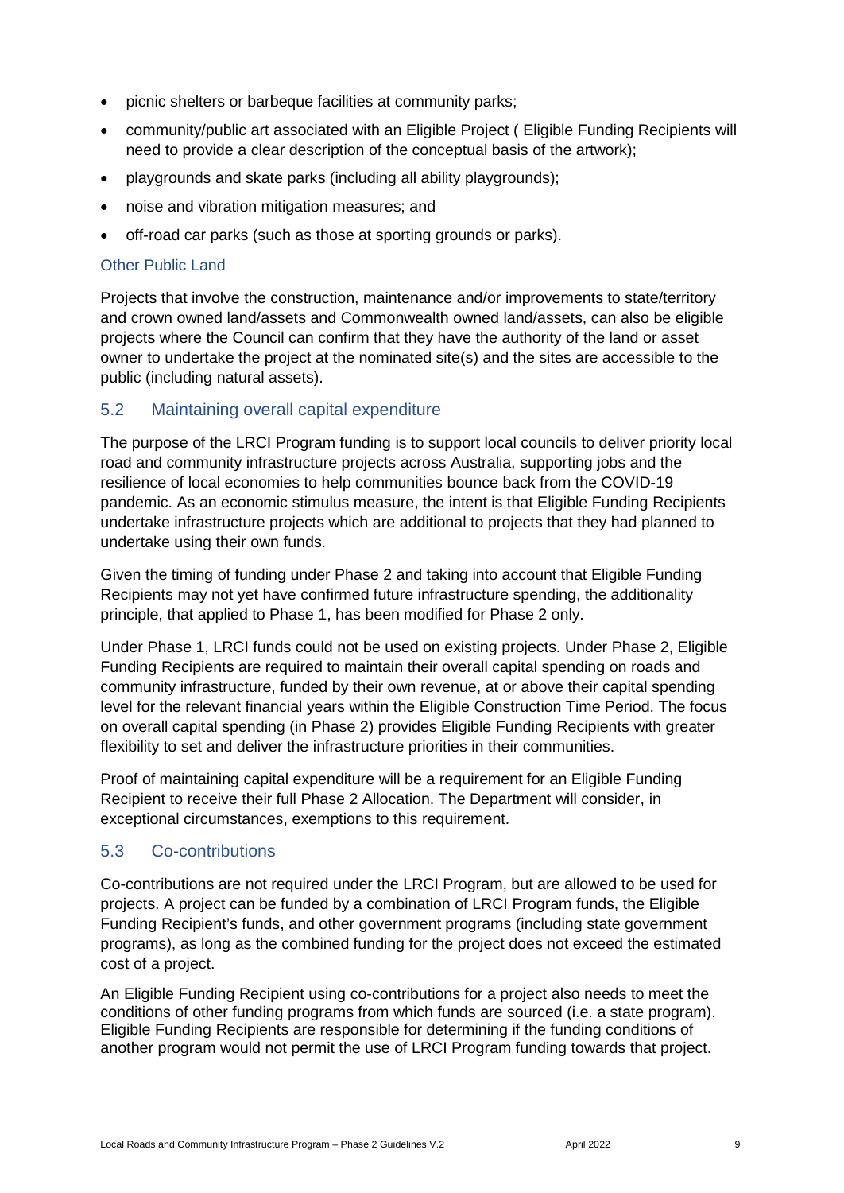- picnic shelters or barbeque facilities at community parks;
- community/public art associated with an Eligible Project ( Eligible Funding Recipients will need to provide a clear description of the conceptual basis of the artwork);
- playgrounds and skate parks (including all ability playgrounds);
- noise and vibration mitigation measures; and
- off-road car parks (such as those at sporting grounds or parks).

### Other Public Land

Projects that involve the construction, maintenance and/or improvements to state/territory and crown owned land/assets and Commonwealth owned land/assets, can also be eligible projects where the Council can confirm that they have the authority of the land or asset owner to undertake the project at the nominated site(s) and the sites are accessible to the public (including natural assets).

## 5.2 Maintaining overall capital expenditure

The purpose of the LRCI Program funding is to support local councils to deliver priority local road and community infrastructure projects across Australia, supporting jobs and the resilience of local economies to help communities bounce back from the COVID-19 pandemic. As an economic stimulus measure, the intent is that Eligible Funding Recipients undertake infrastructure projects which are additional to projects that they had planned to undertake using their own funds.

Given the timing of funding under Phase 2 and taking into account that Eligible Funding Recipients may not yet have confirmed future infrastructure spending, the additionality principle, that applied to Phase 1, has been modified for Phase 2 only.

Under Phase 1, LRCI funds could not be used on existing projects. Under Phase 2, Eligible Funding Recipients are required to maintain their overall capital spending on roads and community infrastructure, funded by their own revenue, at or above their capital spending level for the relevant financial years within the Eligible Construction Time Period. The focus on overall capital spending (in Phase 2) provides Eligible Funding Recipients with greater flexibility to set and deliver the infrastructure priorities in their communities.

Proof of maintaining capital expenditure will be a requirement for an Eligible Funding Recipient to receive their full Phase 2 Allocation. The Department will consider, in exceptional circumstances, exemptions to this requirement.

## 5.3 Co-contributions

Co-contributions are not required under the LRCI Program, but are allowed to be used for projects. A project can be funded by a combination of LRCI Program funds, the Eligible Funding Recipient's funds, and other government programs (including state government programs), as long as the combined funding for the project does not exceed the estimated cost of a project.

An Eligible Funding Recipient using co-contributions for a project also needs to meet the conditions of other funding programs from which funds are sourced (i.e. a state program). Eligible Funding Recipients are responsible for determining if the funding conditions of another program would not permit the use of LRCI Program funding towards that project.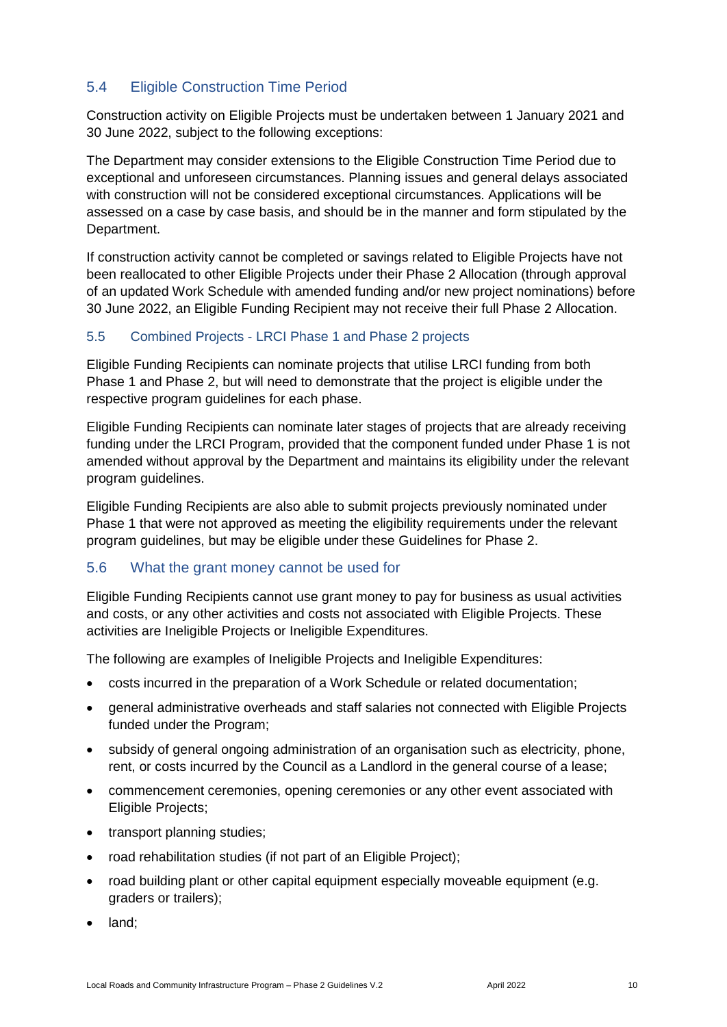### 5.4 Eligible Construction Time Period

Construction activity on Eligible Projects must be undertaken between 1 January 2021 and 30 June 2022, subject to the following exceptions:

The Department may consider extensions to the Eligible Construction Time Period due to exceptional and unforeseen circumstances. Planning issues and general delays associated with construction will not be considered exceptional circumstances. Applications will be assessed on a case by case basis, and should be in the manner and form stipulated by the Department.

If construction activity cannot be completed or savings related to Eligible Projects have not been reallocated to other Eligible Projects under their Phase 2 Allocation (through approval of an updated Work Schedule with amended funding and/or new project nominations) before 30 June 2022, an Eligible Funding Recipient may not receive their full Phase 2 Allocation.

### 5.5 Combined Projects - LRCI Phase 1 and Phase 2 projects

Eligible Funding Recipients can nominate projects that utilise LRCI funding from both Phase 1 and Phase 2, but will need to demonstrate that the project is eligible under the respective program guidelines for each phase.

Eligible Funding Recipients can nominate later stages of projects that are already receiving funding under the LRCI Program, provided that the component funded under Phase 1 is not amended without approval by the Department and maintains its eligibility under the relevant program guidelines.

Eligible Funding Recipients are also able to submit projects previously nominated under Phase 1 that were not approved as meeting the eligibility requirements under the relevant program guidelines, but may be eligible under these Guidelines for Phase 2.

### 5.6 What the grant money cannot be used for

Eligible Funding Recipients cannot use grant money to pay for business as usual activities and costs, or any other activities and costs not associated with Eligible Projects. These activities are Ineligible Projects or Ineligible Expenditures.

The following are examples of Ineligible Projects and Ineligible Expenditures:

- costs incurred in the preparation of a Work Schedule or related documentation;
- general administrative overheads and staff salaries not connected with Eligible Projects funded under the Program;
- subsidy of general ongoing administration of an organisation such as electricity, phone, rent, or costs incurred by the Council as a Landlord in the general course of a lease;
- commencement ceremonies, opening ceremonies or any other event associated with Eligible Projects;
- transport planning studies;
- road rehabilitation studies (if not part of an Eligible Project);
- road building plant or other capital equipment especially moveable equipment (e.g. graders or trailers);
- land;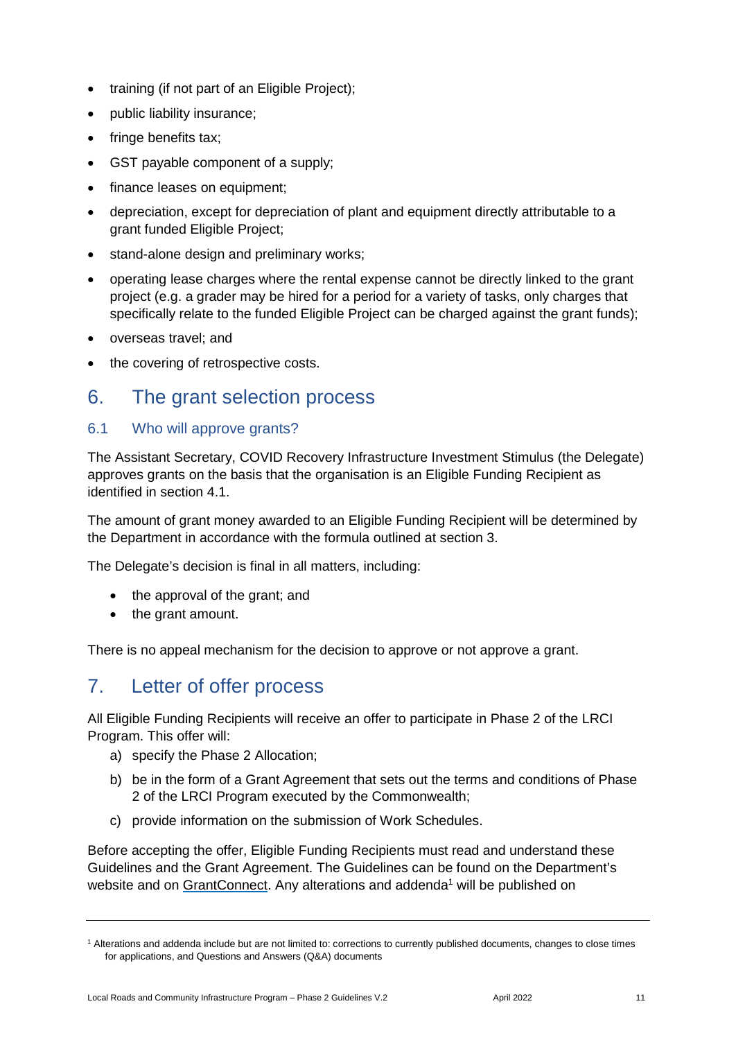- training (if not part of an Eligible Project);
- public liability insurance;
- fringe benefits tax;
- GST payable component of a supply;
- finance leases on equipment;
- depreciation, except for depreciation of plant and equipment directly attributable to a grant funded Eligible Project;
- stand-alone design and preliminary works;
- operating lease charges where the rental expense cannot be directly linked to the grant project (e.g. a grader may be hired for a period for a variety of tasks, only charges that specifically relate to the funded Eligible Project can be charged against the grant funds);
- overseas travel; and
- the covering of retrospective costs.

# 6. The grant selection process

## 6.1 Who will approve grants?

The Assistant Secretary, COVID Recovery Infrastructure Investment Stimulus (the Delegate) approves grants on the basis that the organisation is an Eligible Funding Recipient as identified in section 4.1.

The amount of grant money awarded to an Eligible Funding Recipient will be determined by the Department in accordance with the formula outlined at section 3.

The Delegate's decision is final in all matters, including:

- the approval of the grant; and
- the grant amount.

There is no appeal mechanism for the decision to approve or not approve a grant.

# 7. Letter of offer process

All Eligible Funding Recipients will receive an offer to participate in Phase 2 of the LRCI Program. This offer will:

a) specify the Phase 2 Allocation;
b) be in the form of a Grant Agreement that sets out the terms and conditions of Phase 2 of the LRCI Program executed by the Commonwealth;
c) provide information on the submission of Work Schedules.

Before accepting the offer, Eligible Funding Recipients must read and understand these Guidelines and the Grant Agreement. The Guidelines can be found on the Department's website and on GrantConnect. Any alterations and addenda[1] will be published on

[1] Alterations and addenda include but are not limited to: corrections to currently published documents, changes to close times for applications, and Questions and Answers (Q&A) documents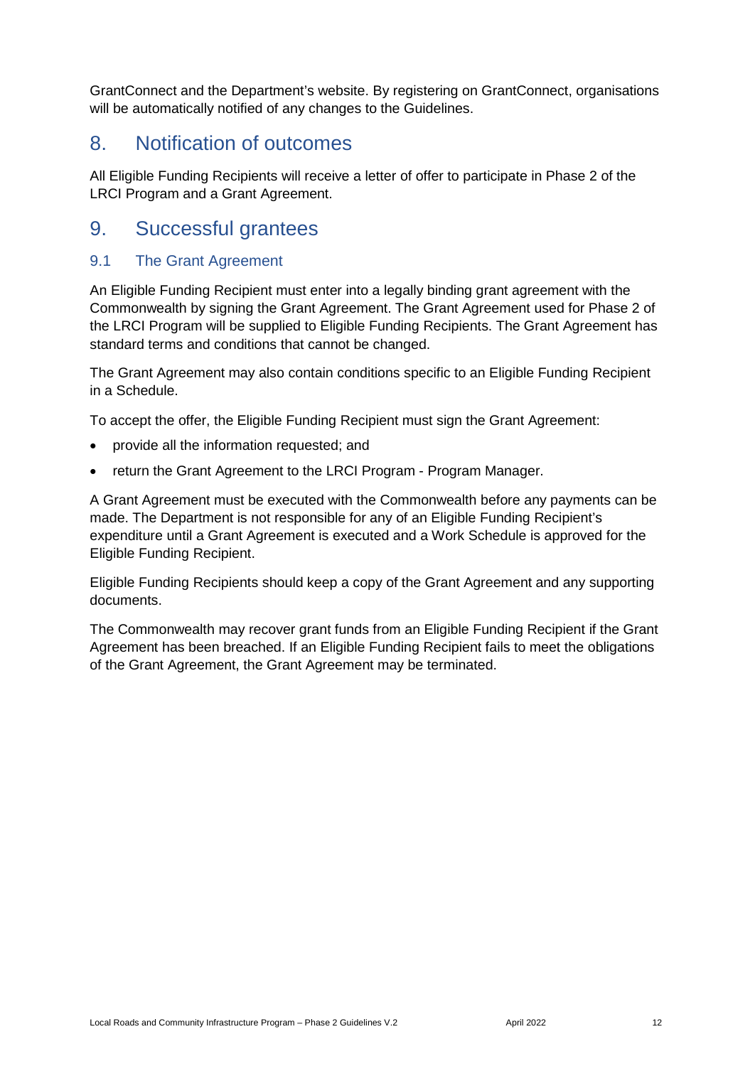GrantConnect and the Department's website. By registering on GrantConnect, organisations will be automatically notified of any changes to the Guidelines.

## 8. Notification of outcomes

All Eligible Funding Recipients will receive a letter of offer to participate in Phase 2 of the LRCI Program and a Grant Agreement.

## 9. Successful grantees

### 9.1 The Grant Agreement

An Eligible Funding Recipient must enter into a legally binding grant agreement with the Commonwealth by signing the Grant Agreement. The Grant Agreement used for Phase 2 of the LRCI Program will be supplied to Eligible Funding Recipients. The Grant Agreement has standard terms and conditions that cannot be changed.

The Grant Agreement may also contain conditions specific to an Eligible Funding Recipient in a Schedule.

To accept the offer, the Eligible Funding Recipient must sign the Grant Agreement:

- provide all the information requested; and
- return the Grant Agreement to the LRCI Program - Program Manager.

A Grant Agreement must be executed with the Commonwealth before any payments can be made. The Department is not responsible for any of an Eligible Funding Recipient's expenditure until a Grant Agreement is executed and a Work Schedule is approved for the Eligible Funding Recipient.

Eligible Funding Recipients should keep a copy of the Grant Agreement and any supporting documents.

The Commonwealth may recover grant funds from an Eligible Funding Recipient if the Grant Agreement has been breached. If an Eligible Funding Recipient fails to meet the obligations of the Grant Agreement, the Grant Agreement may be terminated.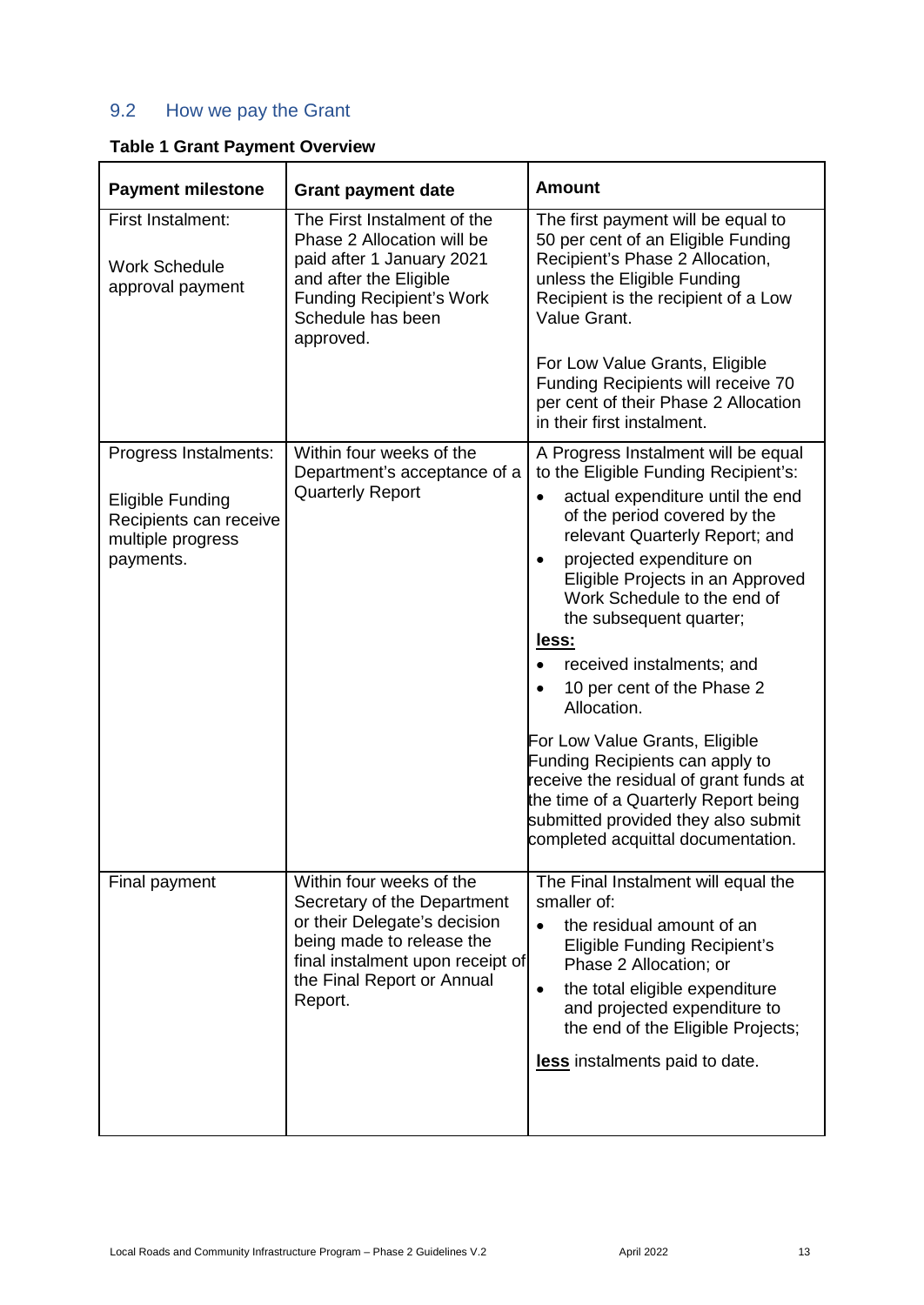## 9.2 How we pay the Grant

**Table 1 Grant Payment Overview**

| Payment milestone | Grant payment date | Amount |
|---|---|---|
| First Instalment:<br><br>Work Schedule approval payment | The First Instalment of the Phase 2 Allocation will be paid after 1 January 2021 and after the Eligible Funding Recipient's Work Schedule has been approved. | The first payment will be equal to 50 per cent of an Eligible Funding Recipient's Phase 2 Allocation, unless the Eligible Funding Recipient is the recipient of a Low Value Grant.<br><br>For Low Value Grants, Eligible Funding Recipients will receive 70 per cent of their Phase 2 Allocation in their first instalment. |
| Progress Instalments:<br><br>Eligible Funding Recipients can receive multiple progress payments. | Within four weeks of the Department's acceptance of a Quarterly Report | A Progress Instalment will be equal to the Eligible Funding Recipient's:<br>• actual expenditure until the end of the period covered by the relevant Quarterly Report; and<br>• projected expenditure on Eligible Projects in an Approved Work Schedule to the end of the subsequent quarter;<br>**<u>less:</u>**<br>• received instalments; and<br>• 10 per cent of the Phase 2 Allocation.<br><br>For Low Value Grants, Eligible Funding Recipients can apply to receive the residual of grant funds at the time of a Quarterly Report being submitted provided they also submit completed acquittal documentation. |
| Final payment | Within four weeks of the Secretary of the Department or their Delegate's decision being made to release the final instalment upon receipt of the Final Report or Annual Report. | The Final Instalment will equal the smaller of:<br>• the residual amount of an Eligible Funding Recipient's Phase 2 Allocation; or<br>• the total eligible expenditure and projected expenditure to the end of the Eligible Projects;<br><br>**<u>less</u>** instalments paid to date. |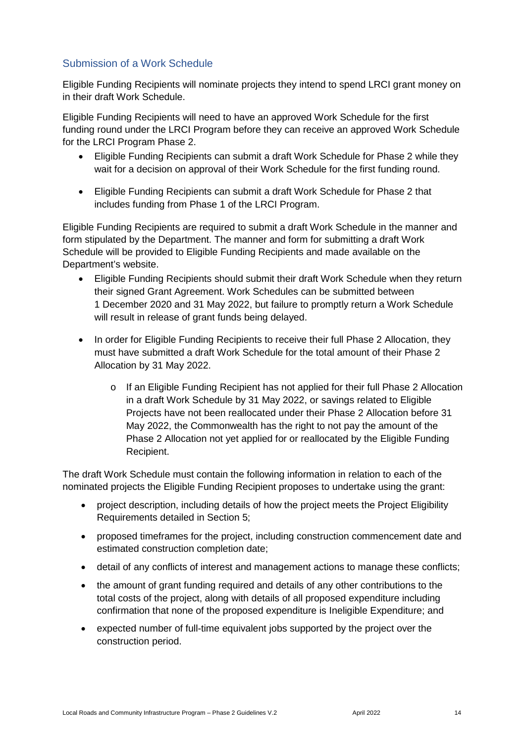## Submission of a Work Schedule

Eligible Funding Recipients will nominate projects they intend to spend LRCI grant money on in their draft Work Schedule.

Eligible Funding Recipients will need to have an approved Work Schedule for the first funding round under the LRCI Program before they can receive an approved Work Schedule for the LRCI Program Phase 2.

- Eligible Funding Recipients can submit a draft Work Schedule for Phase 2 while they wait for a decision on approval of their Work Schedule for the first funding round.
- Eligible Funding Recipients can submit a draft Work Schedule for Phase 2 that includes funding from Phase 1 of the LRCI Program.

Eligible Funding Recipients are required to submit a draft Work Schedule in the manner and form stipulated by the Department. The manner and form for submitting a draft Work Schedule will be provided to Eligible Funding Recipients and made available on the Department's website.

- Eligible Funding Recipients should submit their draft Work Schedule when they return their signed Grant Agreement. Work Schedules can be submitted between 1 December 2020 and 31 May 2022, but failure to promptly return a Work Schedule will result in release of grant funds being delayed.
- In order for Eligible Funding Recipients to receive their full Phase 2 Allocation, they must have submitted a draft Work Schedule for the total amount of their Phase 2 Allocation by 31 May 2022.
    - If an Eligible Funding Recipient has not applied for their full Phase 2 Allocation in a draft Work Schedule by 31 May 2022, or savings related to Eligible Projects have not been reallocated under their Phase 2 Allocation before 31 May 2022, the Commonwealth has the right to not pay the amount of the Phase 2 Allocation not yet applied for or reallocated by the Eligible Funding Recipient.

The draft Work Schedule must contain the following information in relation to each of the nominated projects the Eligible Funding Recipient proposes to undertake using the grant:

- project description, including details of how the project meets the Project Eligibility Requirements detailed in Section 5;
- proposed timeframes for the project, including construction commencement date and estimated construction completion date;
- detail of any conflicts of interest and management actions to manage these conflicts;
- the amount of grant funding required and details of any other contributions to the total costs of the project, along with details of all proposed expenditure including confirmation that none of the proposed expenditure is Ineligible Expenditure; and
- expected number of full-time equivalent jobs supported by the project over the construction period.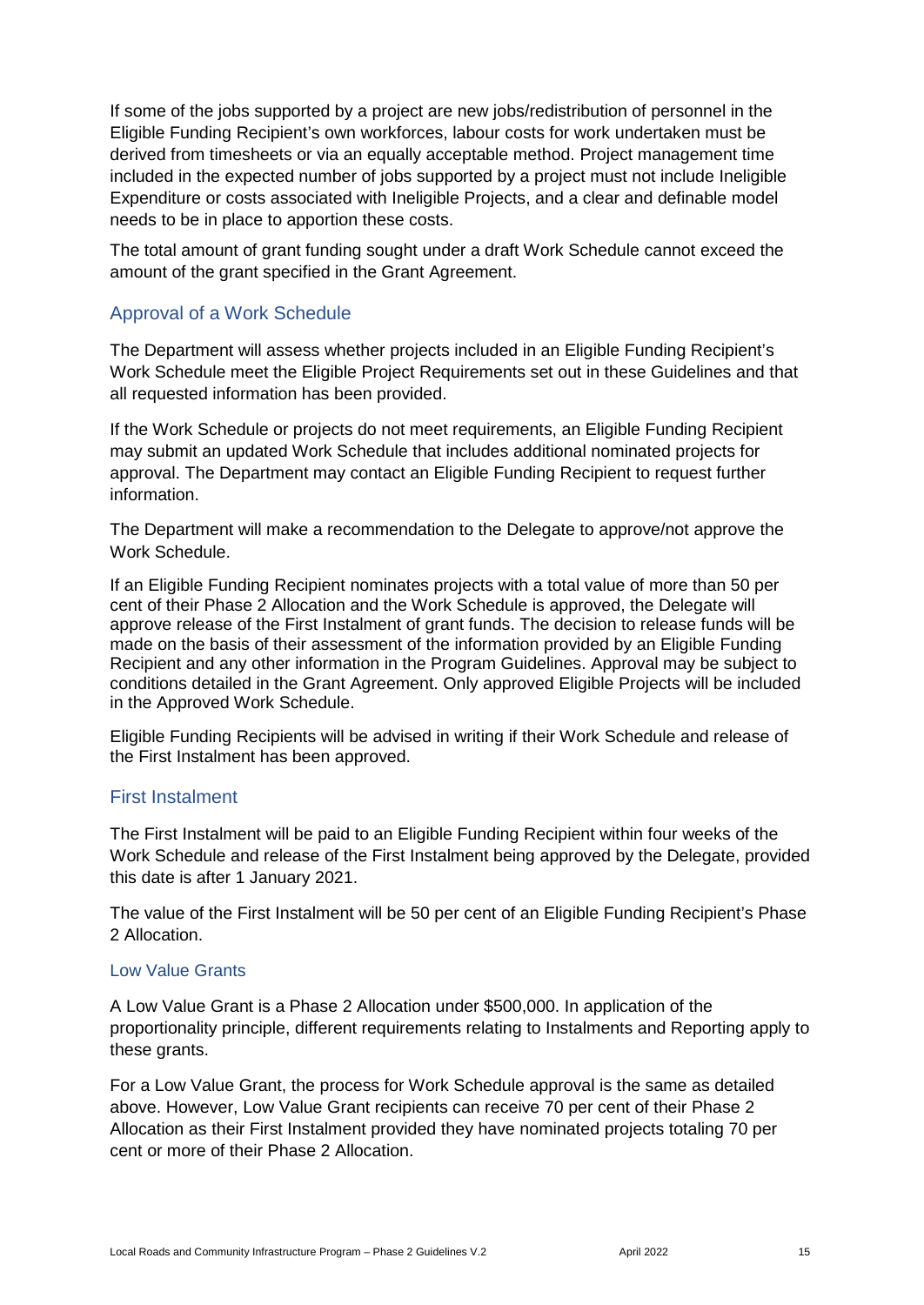If some of the jobs supported by a project are new jobs/redistribution of personnel in the Eligible Funding Recipient's own workforces, labour costs for work undertaken must be derived from timesheets or via an equally acceptable method. Project management time included in the expected number of jobs supported by a project must not include Ineligible Expenditure or costs associated with Ineligible Projects, and a clear and definable model needs to be in place to apportion these costs.

The total amount of grant funding sought under a draft Work Schedule cannot exceed the amount of the grant specified in the Grant Agreement.

## Approval of a Work Schedule

The Department will assess whether projects included in an Eligible Funding Recipient's Work Schedule meet the Eligible Project Requirements set out in these Guidelines and that all requested information has been provided.

If the Work Schedule or projects do not meet requirements, an Eligible Funding Recipient may submit an updated Work Schedule that includes additional nominated projects for approval. The Department may contact an Eligible Funding Recipient to request further information.

The Department will make a recommendation to the Delegate to approve/not approve the Work Schedule.

If an Eligible Funding Recipient nominates projects with a total value of more than 50 per cent of their Phase 2 Allocation and the Work Schedule is approved, the Delegate will approve release of the First Instalment of grant funds. The decision to release funds will be made on the basis of their assessment of the information provided by an Eligible Funding Recipient and any other information in the Program Guidelines. Approval may be subject to conditions detailed in the Grant Agreement. Only approved Eligible Projects will be included in the Approved Work Schedule.

Eligible Funding Recipients will be advised in writing if their Work Schedule and release of the First Instalment has been approved.

## First Instalment

The First Instalment will be paid to an Eligible Funding Recipient within four weeks of the Work Schedule and release of the First Instalment being approved by the Delegate, provided this date is after 1 January 2021.

The value of the First Instalment will be 50 per cent of an Eligible Funding Recipient's Phase 2 Allocation.

### Low Value Grants

A Low Value Grant is a Phase 2 Allocation under $500,000. In application of the proportionality principle, different requirements relating to Instalments and Reporting apply to these grants.

For a Low Value Grant, the process for Work Schedule approval is the same as detailed above. However, Low Value Grant recipients can receive 70 per cent of their Phase 2 Allocation as their First Instalment provided they have nominated projects totaling 70 per cent or more of their Phase 2 Allocation.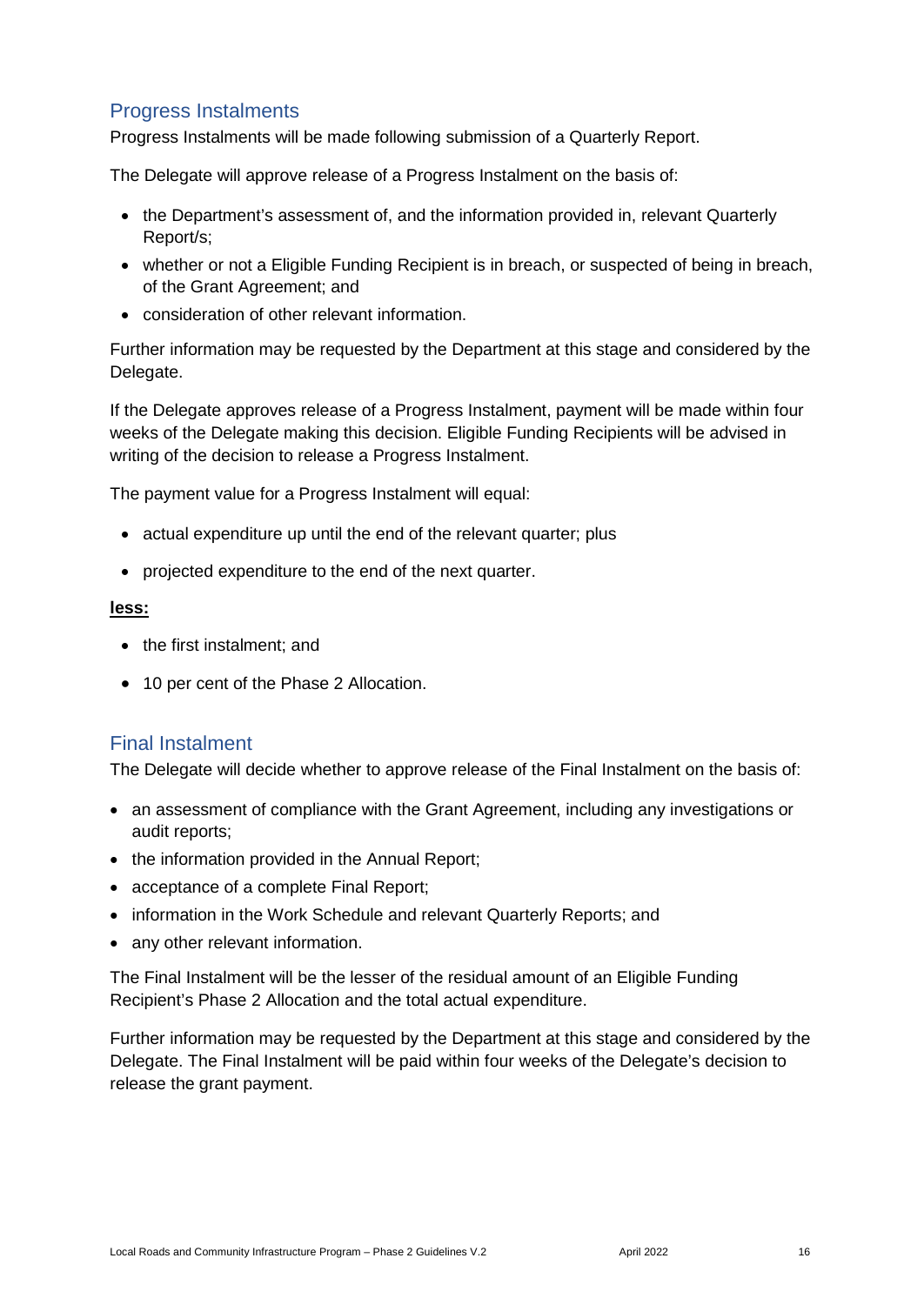## Progress Instalments

Progress Instalments will be made following submission of a Quarterly Report.

The Delegate will approve release of a Progress Instalment on the basis of:

- the Department's assessment of, and the information provided in, relevant Quarterly Report/s;
- whether or not a Eligible Funding Recipient is in breach, or suspected of being in breach, of the Grant Agreement; and
- consideration of other relevant information.

Further information may be requested by the Department at this stage and considered by the Delegate.

If the Delegate approves release of a Progress Instalment, payment will be made within four weeks of the Delegate making this decision. Eligible Funding Recipients will be advised in writing of the decision to release a Progress Instalment.

The payment value for a Progress Instalment will equal:

- actual expenditure up until the end of the relevant quarter; plus
- projected expenditure to the end of the next quarter.

**less:**

- the first instalment; and
- 10 per cent of the Phase 2 Allocation.

## Final Instalment

The Delegate will decide whether to approve release of the Final Instalment on the basis of:

- an assessment of compliance with the Grant Agreement, including any investigations or audit reports;
- the information provided in the Annual Report;
- acceptance of a complete Final Report;
- information in the Work Schedule and relevant Quarterly Reports; and
- any other relevant information.

The Final Instalment will be the lesser of the residual amount of an Eligible Funding Recipient's Phase 2 Allocation and the total actual expenditure.

Further information may be requested by the Department at this stage and considered by the Delegate. The Final Instalment will be paid within four weeks of the Delegate's decision to release the grant payment.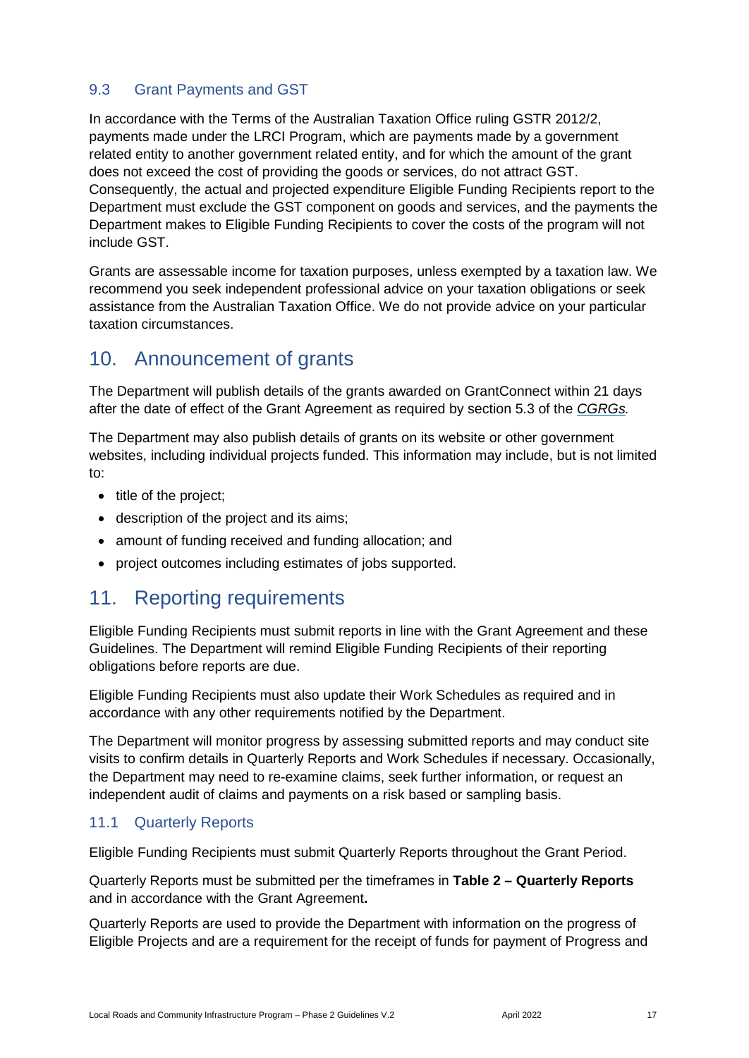### 9.3 Grant Payments and GST

In accordance with the Terms of the Australian Taxation Office ruling GSTR 2012/2, payments made under the LRCI Program, which are payments made by a government related entity to another government related entity, and for which the amount of the grant does not exceed the cost of providing the goods or services, do not attract GST. Consequently, the actual and projected expenditure Eligible Funding Recipients report to the Department must exclude the GST component on goods and services, and the payments the Department makes to Eligible Funding Recipients to cover the costs of the program will not include GST.

Grants are assessable income for taxation purposes, unless exempted by a taxation law. We recommend you seek independent professional advice on your taxation obligations or seek assistance from the Australian Taxation Office. We do not provide advice on your particular taxation circumstances.

## 10. Announcement of grants

The Department will publish details of the grants awarded on GrantConnect within 21 days after the date of effect of the Grant Agreement as required by section 5.3 of the *CGRGs.*

The Department may also publish details of grants on its website or other government websites, including individual projects funded. This information may include, but is not limited to:

- title of the project;
- description of the project and its aims;
- amount of funding received and funding allocation; and
- project outcomes including estimates of jobs supported.

## 11. Reporting requirements

Eligible Funding Recipients must submit reports in line with the Grant Agreement and these Guidelines. The Department will remind Eligible Funding Recipients of their reporting obligations before reports are due.

Eligible Funding Recipients must also update their Work Schedules as required and in accordance with any other requirements notified by the Department.

The Department will monitor progress by assessing submitted reports and may conduct site visits to confirm details in Quarterly Reports and Work Schedules if necessary. Occasionally, the Department may need to re-examine claims, seek further information, or request an independent audit of claims and payments on a risk based or sampling basis.

### 11.1 Quarterly Reports

Eligible Funding Recipients must submit Quarterly Reports throughout the Grant Period.

Quarterly Reports must be submitted per the timeframes in **Table 2 – Quarterly Reports** and in accordance with the Grant Agreement**.**

Quarterly Reports are used to provide the Department with information on the progress of Eligible Projects and are a requirement for the receipt of funds for payment of Progress and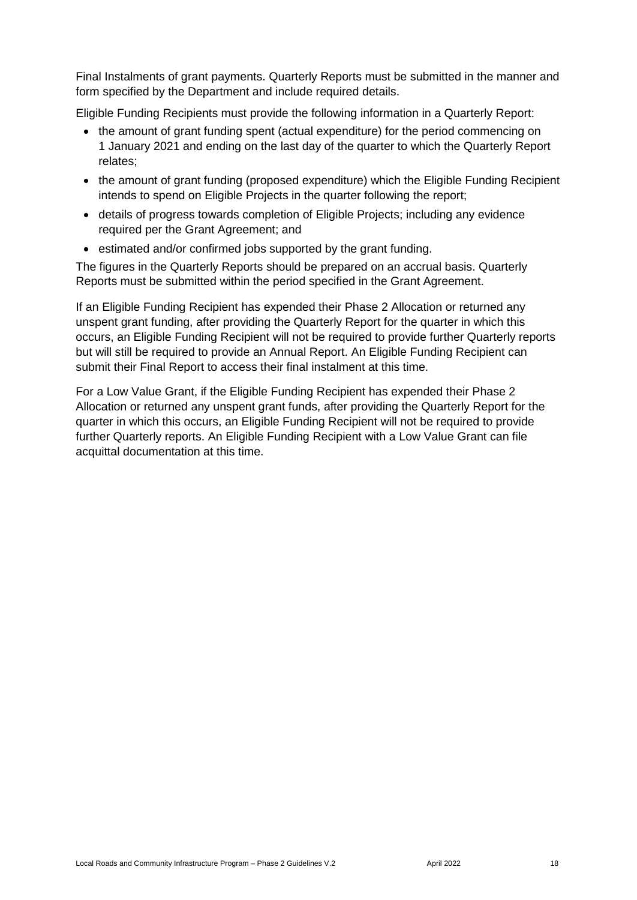Final Instalments of grant payments. Quarterly Reports must be submitted in the manner and form specified by the Department and include required details.

Eligible Funding Recipients must provide the following information in a Quarterly Report:

- the amount of grant funding spent (actual expenditure) for the period commencing on 1 January 2021 and ending on the last day of the quarter to which the Quarterly Report relates;
- the amount of grant funding (proposed expenditure) which the Eligible Funding Recipient intends to spend on Eligible Projects in the quarter following the report;
- details of progress towards completion of Eligible Projects; including any evidence required per the Grant Agreement; and
- estimated and/or confirmed jobs supported by the grant funding.

The figures in the Quarterly Reports should be prepared on an accrual basis. Quarterly Reports must be submitted within the period specified in the Grant Agreement.

If an Eligible Funding Recipient has expended their Phase 2 Allocation or returned any unspent grant funding, after providing the Quarterly Report for the quarter in which this occurs, an Eligible Funding Recipient will not be required to provide further Quarterly reports but will still be required to provide an Annual Report. An Eligible Funding Recipient can submit their Final Report to access their final instalment at this time.

For a Low Value Grant, if the Eligible Funding Recipient has expended their Phase 2 Allocation or returned any unspent grant funds, after providing the Quarterly Report for the quarter in which this occurs, an Eligible Funding Recipient will not be required to provide further Quarterly reports. An Eligible Funding Recipient with a Low Value Grant can file acquittal documentation at this time.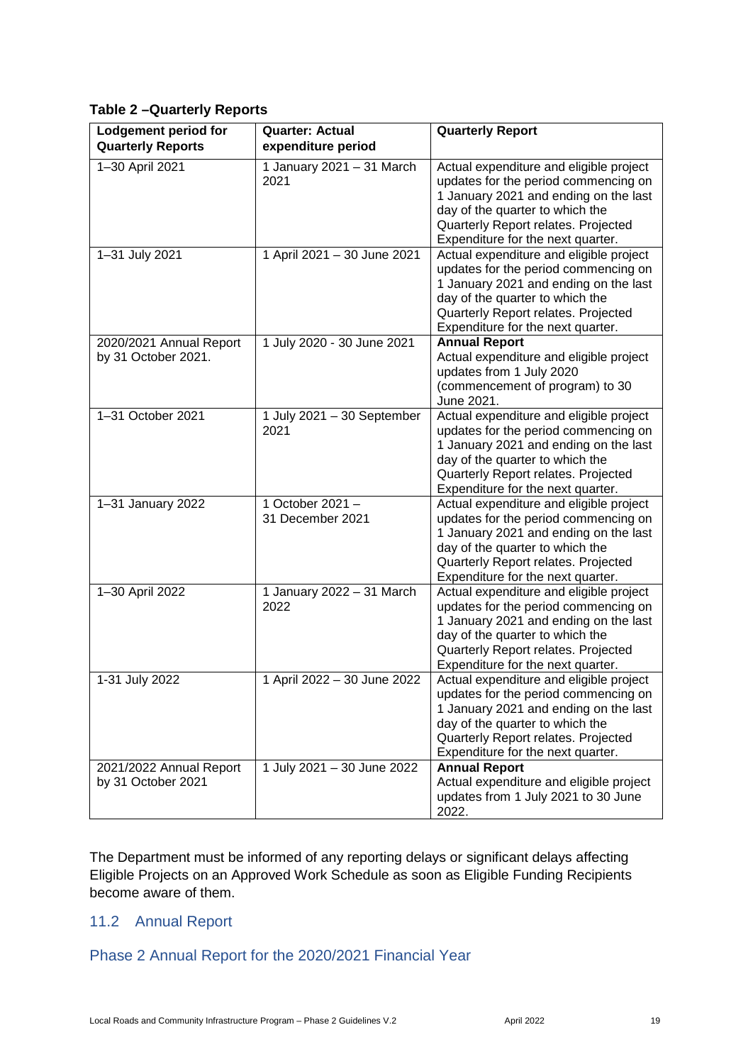**Table 2 –Quarterly Reports**

| Lodgement period for Quarterly Reports | Quarter: Actual expenditure period | Quarterly Report |
|---|---|---|
| 1–30 April 2021 | 1 January 2021 – 31 March 2021 | Actual expenditure and eligible project updates for the period commencing on 1 January 2021 and ending on the last day of the quarter to which the Quarterly Report relates. Projected Expenditure for the next quarter. |
| 1–31 July 2021 | 1 April 2021 – 30 June 2021 | Actual expenditure and eligible project updates for the period commencing on 1 January 2021 and ending on the last day of the quarter to which the Quarterly Report relates. Projected Expenditure for the next quarter. |
| 2020/2021 Annual Report by 31 October 2021. | 1 July 2020 - 30 June 2021 | **Annual Report** Actual expenditure and eligible project updates from 1 July 2020 (commencement of program) to 30 June 2021. |
| 1–31 October 2021 | 1 July 2021 – 30 September 2021 | Actual expenditure and eligible project updates for the period commencing on 1 January 2021 and ending on the last day of the quarter to which the Quarterly Report relates. Projected Expenditure for the next quarter. |
| 1–31 January 2022 | 1 October 2021 – 31 December 2021 | Actual expenditure and eligible project updates for the period commencing on 1 January 2021 and ending on the last day of the quarter to which the Quarterly Report relates. Projected Expenditure for the next quarter. |
| 1–30 April 2022 | 1 January 2022 – 31 March 2022 | Actual expenditure and eligible project updates for the period commencing on 1 January 2021 and ending on the last day of the quarter to which the Quarterly Report relates. Projected Expenditure for the next quarter. |
| 1-31 July 2022 | 1 April 2022 – 30 June 2022 | Actual expenditure and eligible project updates for the period commencing on 1 January 2021 and ending on the last day of the quarter to which the Quarterly Report relates. Projected Expenditure for the next quarter. |
| 2021/2022 Annual Report by 31 October 2021 | 1 July 2021 – 30 June 2022 | **Annual Report** Actual expenditure and eligible project updates from 1 July 2021 to 30 June 2022. |

The Department must be informed of any reporting delays or significant delays affecting Eligible Projects on an Approved Work Schedule as soon as Eligible Funding Recipients become aware of them.

## 11.2 Annual Report

### Phase 2 Annual Report for the 2020/2021 Financial Year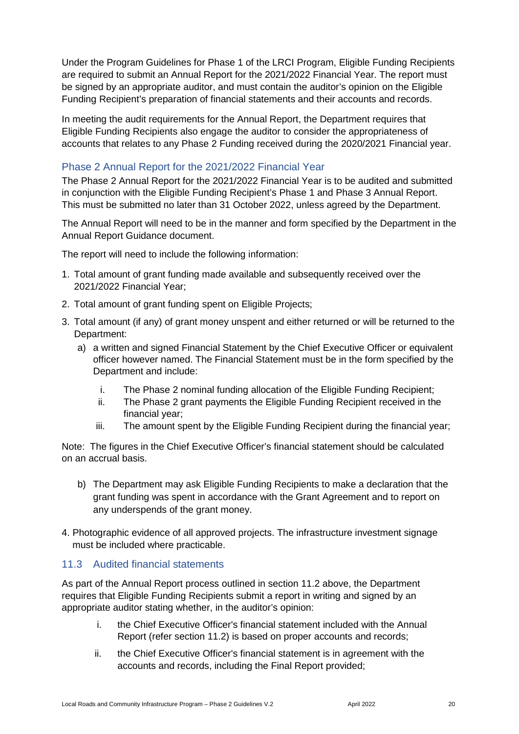Under the Program Guidelines for Phase 1 of the LRCI Program, Eligible Funding Recipients are required to submit an Annual Report for the 2021/2022 Financial Year. The report must be signed by an appropriate auditor, and must contain the auditor's opinion on the Eligible Funding Recipient's preparation of financial statements and their accounts and records.

In meeting the audit requirements for the Annual Report, the Department requires that Eligible Funding Recipients also engage the auditor to consider the appropriateness of accounts that relates to any Phase 2 Funding received during the 2020/2021 Financial year.

### Phase 2 Annual Report for the 2021/2022 Financial Year

The Phase 2 Annual Report for the 2021/2022 Financial Year is to be audited and submitted in conjunction with the Eligible Funding Recipient's Phase 1 and Phase 3 Annual Report. This must be submitted no later than 31 October 2022, unless agreed by the Department.

The Annual Report will need to be in the manner and form specified by the Department in the Annual Report Guidance document.

The report will need to include the following information:

1. Total amount of grant funding made available and subsequently received over the 2021/2022 Financial Year;
2. Total amount of grant funding spent on Eligible Projects;
3. Total amount (if any) of grant money unspent and either returned or will be returned to the Department:
   a) a written and signed Financial Statement by the Chief Executive Officer or equivalent officer however named. The Financial Statement must be in the form specified by the Department and include:
      i. The Phase 2 nominal funding allocation of the Eligible Funding Recipient;
      ii. The Phase 2 grant payments the Eligible Funding Recipient received in the financial year;
      iii. The amount spent by the Eligible Funding Recipient during the financial year;

   Note: The figures in the Chief Executive Officer's financial statement should be calculated on an accrual basis.

   b) The Department may ask Eligible Funding Recipients to make a declaration that the grant funding was spent in accordance with the Grant Agreement and to report on any underspends of the grant money.
4. Photographic evidence of all approved projects. The infrastructure investment signage must be included where practicable.

### 11.3 Audited financial statements

As part of the Annual Report process outlined in section 11.2 above, the Department requires that Eligible Funding Recipients submit a report in writing and signed by an appropriate auditor stating whether, in the auditor's opinion:

i. the Chief Executive Officer's financial statement included with the Annual Report (refer section 11.2) is based on proper accounts and records;

ii. the Chief Executive Officer's financial statement is in agreement with the accounts and records, including the Final Report provided;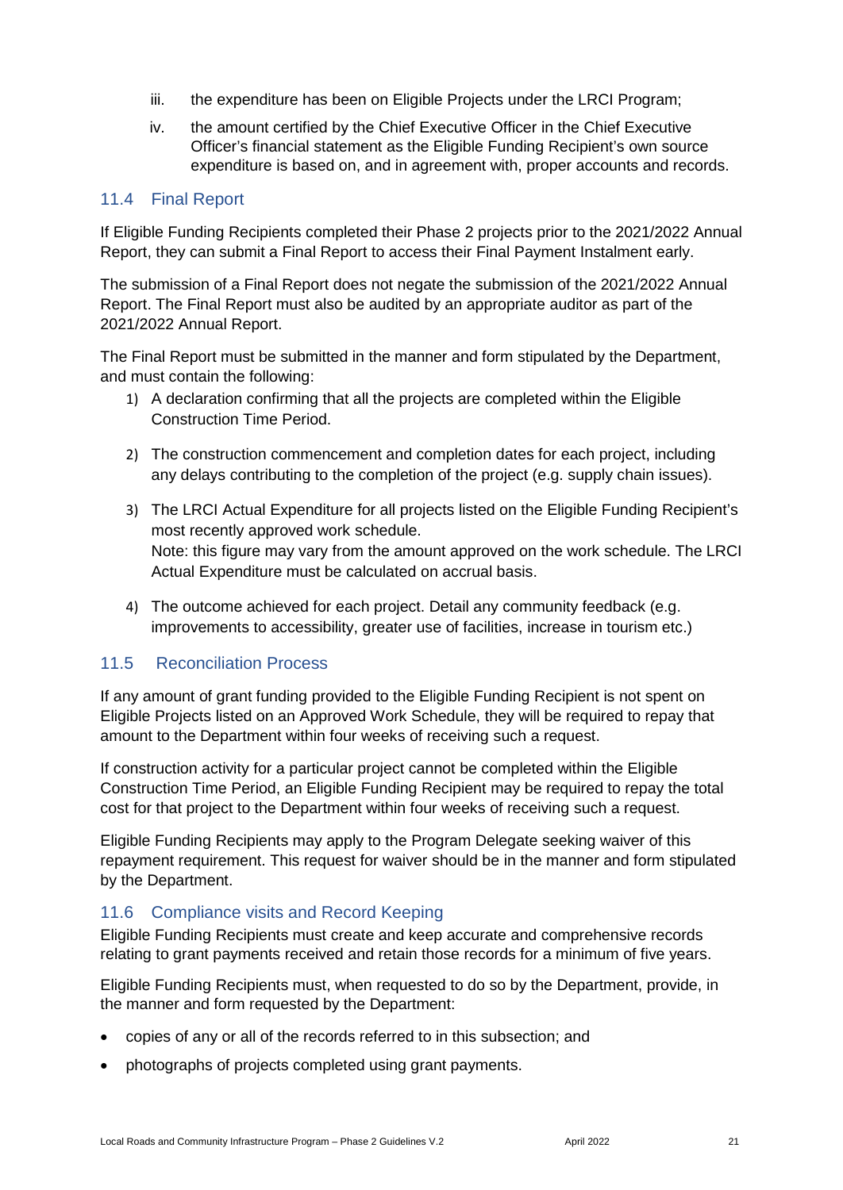iii. the expenditure has been on Eligible Projects under the LRCI Program;

iv. the amount certified by the Chief Executive Officer in the Chief Executive Officer's financial statement as the Eligible Funding Recipient's own source expenditure is based on, and in agreement with, proper accounts and records.

## 11.4 Final Report

If Eligible Funding Recipients completed their Phase 2 projects prior to the 2021/2022 Annual Report, they can submit a Final Report to access their Final Payment Instalment early.

The submission of a Final Report does not negate the submission of the 2021/2022 Annual Report. The Final Report must also be audited by an appropriate auditor as part of the 2021/2022 Annual Report.

The Final Report must be submitted in the manner and form stipulated by the Department, and must contain the following:

1) A declaration confirming that all the projects are completed within the Eligible Construction Time Period.

2) The construction commencement and completion dates for each project, including any delays contributing to the completion of the project (e.g. supply chain issues).

3) The LRCI Actual Expenditure for all projects listed on the Eligible Funding Recipient's most recently approved work schedule.
Note: this figure may vary from the amount approved on the work schedule. The LRCI Actual Expenditure must be calculated on accrual basis.

4) The outcome achieved for each project. Detail any community feedback (e.g. improvements to accessibility, greater use of facilities, increase in tourism etc.)

## 11.5 Reconciliation Process

If any amount of grant funding provided to the Eligible Funding Recipient is not spent on Eligible Projects listed on an Approved Work Schedule, they will be required to repay that amount to the Department within four weeks of receiving such a request.

If construction activity for a particular project cannot be completed within the Eligible Construction Time Period, an Eligible Funding Recipient may be required to repay the total cost for that project to the Department within four weeks of receiving such a request.

Eligible Funding Recipients may apply to the Program Delegate seeking waiver of this repayment requirement. This request for waiver should be in the manner and form stipulated by the Department.

## 11.6 Compliance visits and Record Keeping

Eligible Funding Recipients must create and keep accurate and comprehensive records relating to grant payments received and retain those records for a minimum of five years.

Eligible Funding Recipients must, when requested to do so by the Department, provide, in the manner and form requested by the Department:

- copies of any or all of the records referred to in this subsection; and
- photographs of projects completed using grant payments.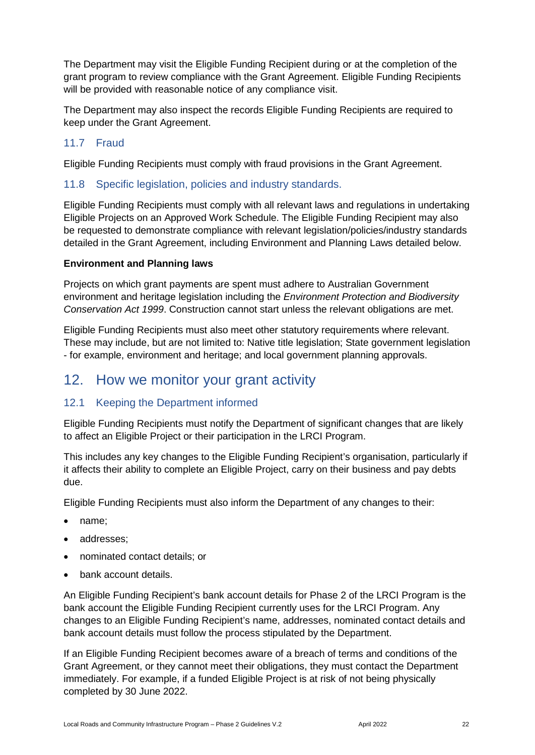The Department may visit the Eligible Funding Recipient during or at the completion of the grant program to review compliance with the Grant Agreement. Eligible Funding Recipients will be provided with reasonable notice of any compliance visit.

The Department may also inspect the records Eligible Funding Recipients are required to keep under the Grant Agreement.

### 11.7 Fraud

Eligible Funding Recipients must comply with fraud provisions in the Grant Agreement.

### 11.8 Specific legislation, policies and industry standards.

Eligible Funding Recipients must comply with all relevant laws and regulations in undertaking Eligible Projects on an Approved Work Schedule. The Eligible Funding Recipient may also be requested to demonstrate compliance with relevant legislation/policies/industry standards detailed in the Grant Agreement, including Environment and Planning Laws detailed below.

**Environment and Planning laws**

Projects on which grant payments are spent must adhere to Australian Government environment and heritage legislation including the *Environment Protection and Biodiversity Conservation Act 1999*. Construction cannot start unless the relevant obligations are met.

Eligible Funding Recipients must also meet other statutory requirements where relevant. These may include, but are not limited to: Native title legislation; State government legislation - for example, environment and heritage; and local government planning approvals.

## 12. How we monitor your grant activity

### 12.1 Keeping the Department informed

Eligible Funding Recipients must notify the Department of significant changes that are likely to affect an Eligible Project or their participation in the LRCI Program.

This includes any key changes to the Eligible Funding Recipient's organisation, particularly if it affects their ability to complete an Eligible Project, carry on their business and pay debts due.

Eligible Funding Recipients must also inform the Department of any changes to their:

- name;
- addresses;
- nominated contact details; or
- bank account details.

An Eligible Funding Recipient's bank account details for Phase 2 of the LRCI Program is the bank account the Eligible Funding Recipient currently uses for the LRCI Program. Any changes to an Eligible Funding Recipient's name, addresses, nominated contact details and bank account details must follow the process stipulated by the Department.

If an Eligible Funding Recipient becomes aware of a breach of terms and conditions of the Grant Agreement, or they cannot meet their obligations, they must contact the Department immediately. For example, if a funded Eligible Project is at risk of not being physically completed by 30 June 2022.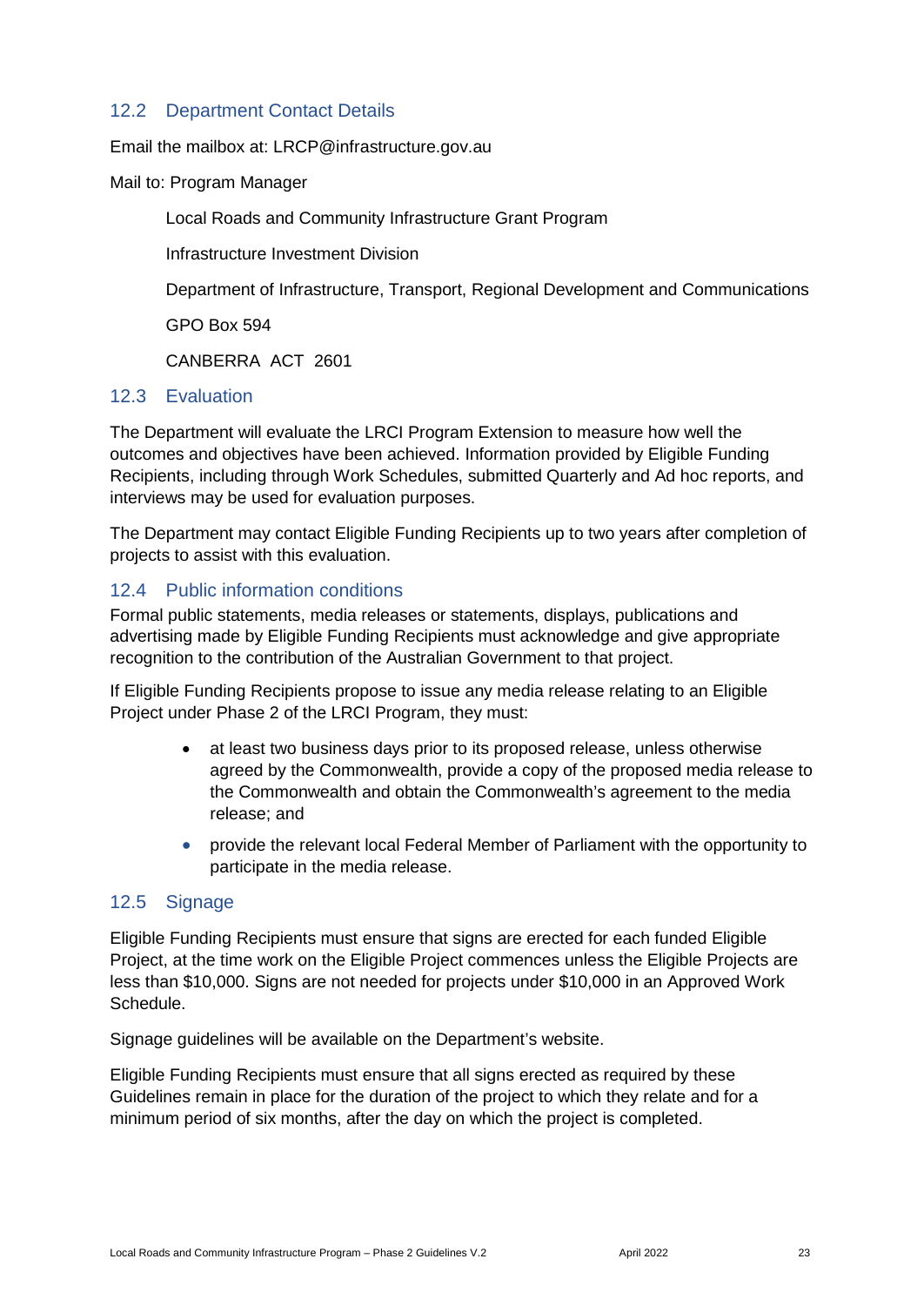## 12.2 Department Contact Details

Email the mailbox at: LRCP@infrastructure.gov.au

Mail to: Program Manager

Local Roads and Community Infrastructure Grant Program

Infrastructure Investment Division

Department of Infrastructure, Transport, Regional Development and Communications

GPO Box 594

CANBERRA ACT 2601

## 12.3 Evaluation

The Department will evaluate the LRCI Program Extension to measure how well the outcomes and objectives have been achieved. Information provided by Eligible Funding Recipients, including through Work Schedules, submitted Quarterly and Ad hoc reports, and interviews may be used for evaluation purposes.

The Department may contact Eligible Funding Recipients up to two years after completion of projects to assist with this evaluation.

## 12.4 Public information conditions

Formal public statements, media releases or statements, displays, publications and advertising made by Eligible Funding Recipients must acknowledge and give appropriate recognition to the contribution of the Australian Government to that project.

If Eligible Funding Recipients propose to issue any media release relating to an Eligible Project under Phase 2 of the LRCI Program, they must:

- at least two business days prior to its proposed release, unless otherwise agreed by the Commonwealth, provide a copy of the proposed media release to the Commonwealth and obtain the Commonwealth's agreement to the media release; and
- provide the relevant local Federal Member of Parliament with the opportunity to participate in the media release.

## 12.5 Signage

Eligible Funding Recipients must ensure that signs are erected for each funded Eligible Project, at the time work on the Eligible Project commences unless the Eligible Projects are less than $10,000. Signs are not needed for projects under $10,000 in an Approved Work Schedule.

Signage guidelines will be available on the Department's website.

Eligible Funding Recipients must ensure that all signs erected as required by these Guidelines remain in place for the duration of the project to which they relate and for a minimum period of six months, after the day on which the project is completed.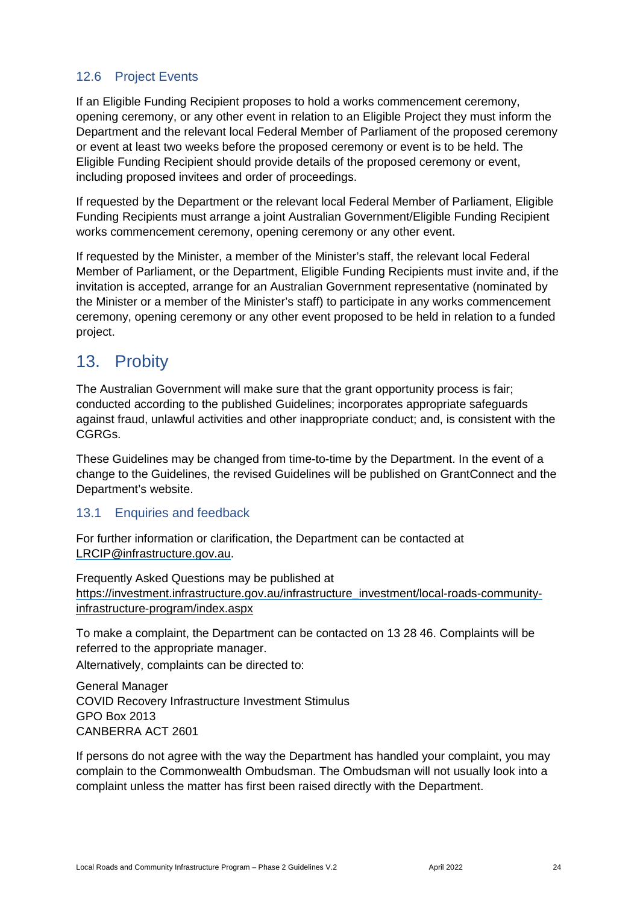### 12.6 Project Events

If an Eligible Funding Recipient proposes to hold a works commencement ceremony, opening ceremony, or any other event in relation to an Eligible Project they must inform the Department and the relevant local Federal Member of Parliament of the proposed ceremony or event at least two weeks before the proposed ceremony or event is to be held. The Eligible Funding Recipient should provide details of the proposed ceremony or event, including proposed invitees and order of proceedings.

If requested by the Department or the relevant local Federal Member of Parliament, Eligible Funding Recipients must arrange a joint Australian Government/Eligible Funding Recipient works commencement ceremony, opening ceremony or any other event.

If requested by the Minister, a member of the Minister's staff, the relevant local Federal Member of Parliament, or the Department, Eligible Funding Recipients must invite and, if the invitation is accepted, arrange for an Australian Government representative (nominated by the Minister or a member of the Minister's staff) to participate in any works commencement ceremony, opening ceremony or any other event proposed to be held in relation to a funded project.

## 13. Probity

The Australian Government will make sure that the grant opportunity process is fair; conducted according to the published Guidelines; incorporates appropriate safeguards against fraud, unlawful activities and other inappropriate conduct; and, is consistent with the CGRGs.

These Guidelines may be changed from time-to-time by the Department. In the event of a change to the Guidelines, the revised Guidelines will be published on GrantConnect and the Department's website.

### 13.1 Enquiries and feedback

For further information or clarification, the Department can be contacted at LRCIP@infrastructure.gov.au.

Frequently Asked Questions may be published at https://investment.infrastructure.gov.au/infrastructure_investment/local-roads-community-infrastructure-program/index.aspx

To make a complaint, the Department can be contacted on 13 28 46. Complaints will be referred to the appropriate manager.
Alternatively, complaints can be directed to:

General Manager
COVID Recovery Infrastructure Investment Stimulus
GPO Box 2013
CANBERRA ACT 2601

If persons do not agree with the way the Department has handled your complaint, you may complain to the Commonwealth Ombudsman. The Ombudsman will not usually look into a complaint unless the matter has first been raised directly with the Department.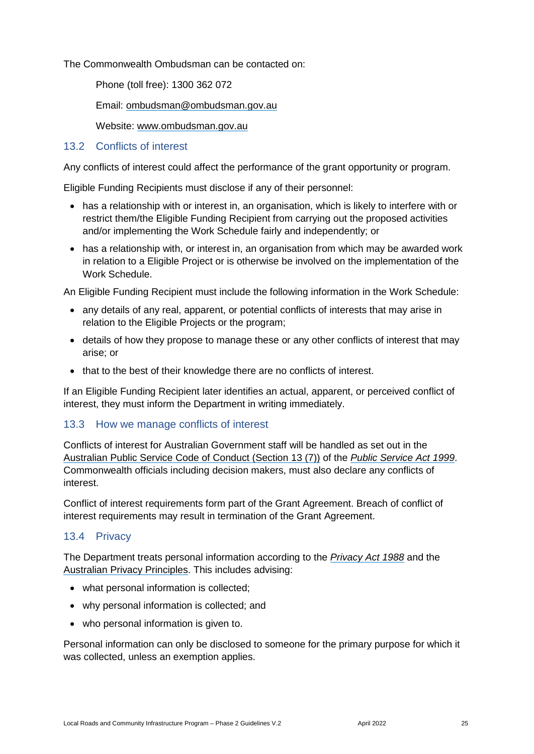The Commonwealth Ombudsman can be contacted on:

Phone (toll free): 1300 362 072

Email: ombudsman@ombudsman.gov.au

Website: www.ombudsman.gov.au

## 13.2 Conflicts of interest

Any conflicts of interest could affect the performance of the grant opportunity or program.

Eligible Funding Recipients must disclose if any of their personnel:

- has a relationship with or interest in, an organisation, which is likely to interfere with or restrict them/the Eligible Funding Recipient from carrying out the proposed activities and/or implementing the Work Schedule fairly and independently; or
- has a relationship with, or interest in, an organisation from which may be awarded work in relation to a Eligible Project or is otherwise be involved on the implementation of the Work Schedule.

An Eligible Funding Recipient must include the following information in the Work Schedule:

- any details of any real, apparent, or potential conflicts of interests that may arise in relation to the Eligible Projects or the program;
- details of how they propose to manage these or any other conflicts of interest that may arise; or
- that to the best of their knowledge there are no conflicts of interest.

If an Eligible Funding Recipient later identifies an actual, apparent, or perceived conflict of interest, they must inform the Department in writing immediately.

## 13.3 How we manage conflicts of interest

Conflicts of interest for Australian Government staff will be handled as set out in the Australian Public Service Code of Conduct (Section 13 (7)) of the *Public Service Act 1999*. Commonwealth officials including decision makers, must also declare any conflicts of interest.

Conflict of interest requirements form part of the Grant Agreement. Breach of conflict of interest requirements may result in termination of the Grant Agreement.

## 13.4 Privacy

The Department treats personal information according to the *Privacy Act 1988* and the Australian Privacy Principles. This includes advising:

- what personal information is collected;
- why personal information is collected; and
- who personal information is given to.

Personal information can only be disclosed to someone for the primary purpose for which it was collected, unless an exemption applies.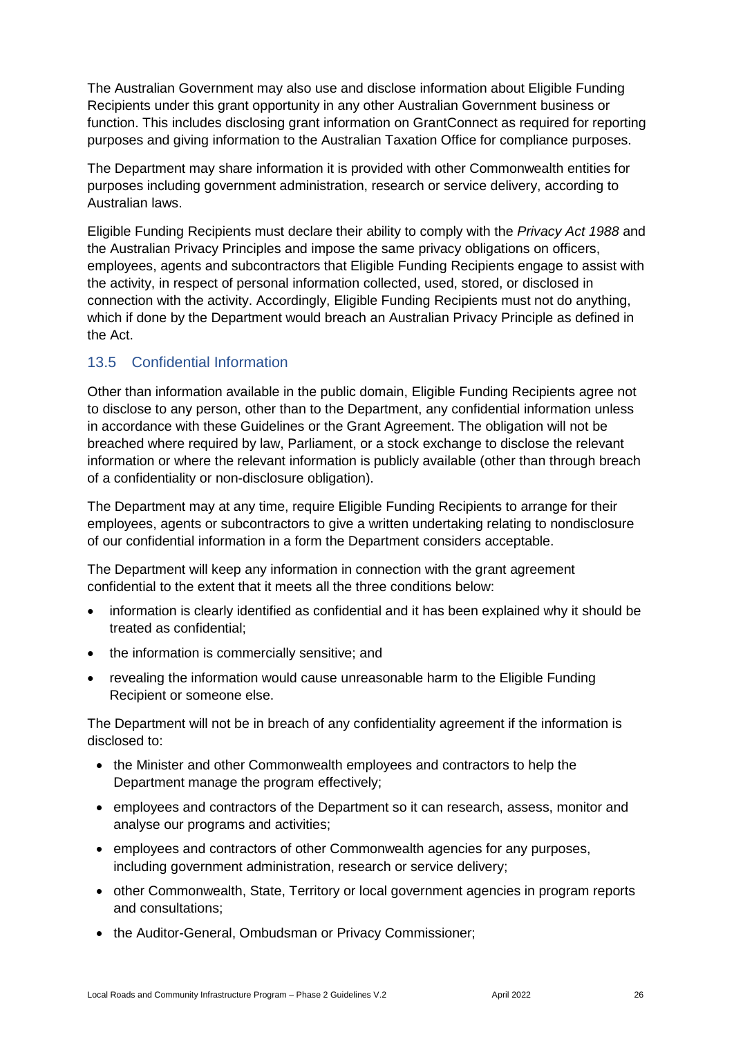The Australian Government may also use and disclose information about Eligible Funding Recipients under this grant opportunity in any other Australian Government business or function. This includes disclosing grant information on GrantConnect as required for reporting purposes and giving information to the Australian Taxation Office for compliance purposes.

The Department may share information it is provided with other Commonwealth entities for purposes including government administration, research or service delivery, according to Australian laws.

Eligible Funding Recipients must declare their ability to comply with the *Privacy Act 1988* and the Australian Privacy Principles and impose the same privacy obligations on officers, employees, agents and subcontractors that Eligible Funding Recipients engage to assist with the activity, in respect of personal information collected, used, stored, or disclosed in connection with the activity. Accordingly, Eligible Funding Recipients must not do anything, which if done by the Department would breach an Australian Privacy Principle as defined in the Act.

### 13.5 Confidential Information

Other than information available in the public domain, Eligible Funding Recipients agree not to disclose to any person, other than to the Department, any confidential information unless in accordance with these Guidelines or the Grant Agreement. The obligation will not be breached where required by law, Parliament, or a stock exchange to disclose the relevant information or where the relevant information is publicly available (other than through breach of a confidentiality or non-disclosure obligation).

The Department may at any time, require Eligible Funding Recipients to arrange for their employees, agents or subcontractors to give a written undertaking relating to nondisclosure of our confidential information in a form the Department considers acceptable.

The Department will keep any information in connection with the grant agreement confidential to the extent that it meets all the three conditions below:

- information is clearly identified as confidential and it has been explained why it should be treated as confidential;
- the information is commercially sensitive; and
- revealing the information would cause unreasonable harm to the Eligible Funding Recipient or someone else.

The Department will not be in breach of any confidentiality agreement if the information is disclosed to:

- the Minister and other Commonwealth employees and contractors to help the Department manage the program effectively;
- employees and contractors of the Department so it can research, assess, monitor and analyse our programs and activities;
- employees and contractors of other Commonwealth agencies for any purposes, including government administration, research or service delivery;
- other Commonwealth, State, Territory or local government agencies in program reports and consultations;
- the Auditor-General, Ombudsman or Privacy Commissioner;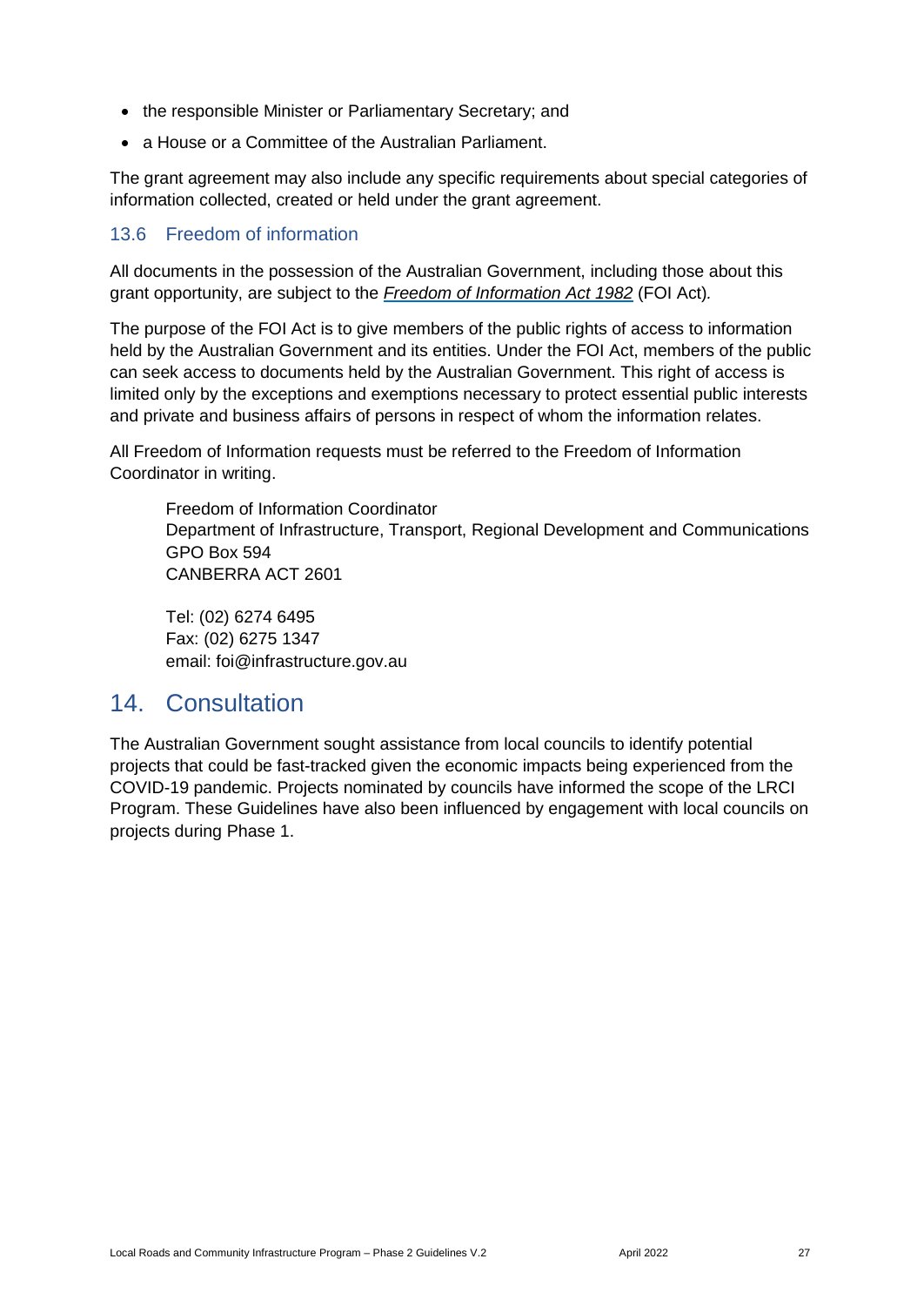- the responsible Minister or Parliamentary Secretary; and
- a House or a Committee of the Australian Parliament.

The grant agreement may also include any specific requirements about special categories of information collected, created or held under the grant agreement.

### 13.6 Freedom of information

All documents in the possession of the Australian Government, including those about this grant opportunity, are subject to the *Freedom of Information Act 1982* (FOI Act).

The purpose of the FOI Act is to give members of the public rights of access to information held by the Australian Government and its entities. Under the FOI Act, members of the public can seek access to documents held by the Australian Government. This right of access is limited only by the exceptions and exemptions necessary to protect essential public interests and private and business affairs of persons in respect of whom the information relates.

All Freedom of Information requests must be referred to the Freedom of Information Coordinator in writing.

> Freedom of Information Coordinator
> Department of Infrastructure, Transport, Regional Development and Communications
> GPO Box 594
> CANBERRA ACT 2601
>
> Tel: (02) 6274 6495
> Fax: (02) 6275 1347
> email: foi@infrastructure.gov.au

## 14. Consultation

The Australian Government sought assistance from local councils to identify potential projects that could be fast-tracked given the economic impacts being experienced from the COVID-19 pandemic. Projects nominated by councils have informed the scope of the LRCI Program. These Guidelines have also been influenced by engagement with local councils on projects during Phase 1.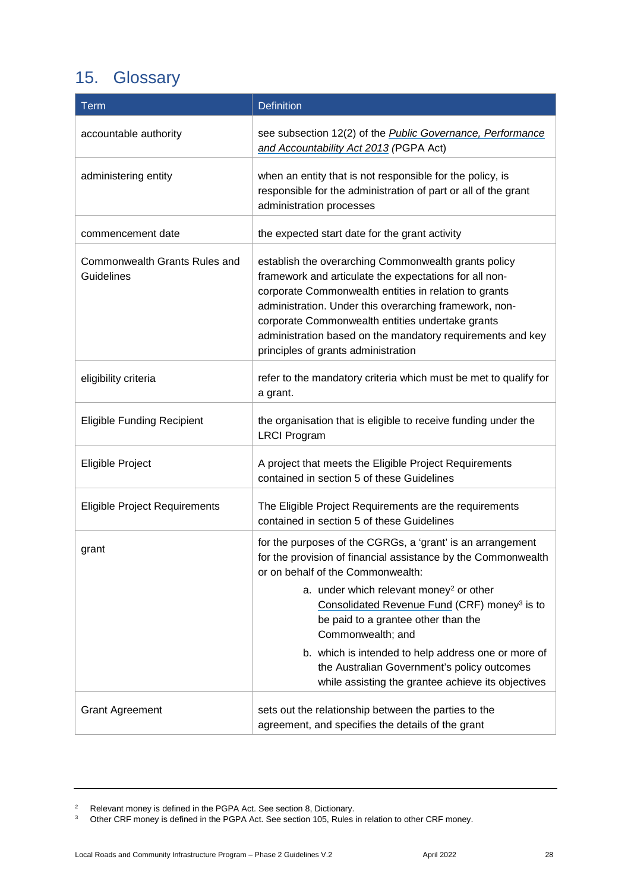## 15. Glossary

| Term | Definition |
|---|---|
| accountable authority | see subsection 12(2) of the *Public Governance, Performance and Accountability Act 2013* (PGPA Act) |
| administering entity | when an entity that is not responsible for the policy, is responsible for the administration of part or all of the grant administration processes |
| commencement date | the expected start date for the grant activity |
| Commonwealth Grants Rules and Guidelines | establish the overarching Commonwealth grants policy framework and articulate the expectations for all non-corporate Commonwealth entities in relation to grants administration. Under this overarching framework, non-corporate Commonwealth entities undertake grants administration based on the mandatory requirements and key principles of grants administration |
| eligibility criteria | refer to the mandatory criteria which must be met to qualify for a grant. |
| Eligible Funding Recipient | the organisation that is eligible to receive funding under the LRCI Program |
| Eligible Project | A project that meets the Eligible Project Requirements contained in section 5 of these Guidelines |
| Eligible Project Requirements | The Eligible Project Requirements are the requirements contained in section 5 of these Guidelines |
| grant | for the purposes of the CGRGs, a 'grant' is an arrangement for the provision of financial assistance by the Commonwealth or on behalf of the Commonwealth:<br>a. under which relevant money[2] or other Consolidated Revenue Fund (CRF) money[3] is to be paid to a grantee other than the Commonwealth; and<br>b. which is intended to help address one or more of the Australian Government's policy outcomes while assisting the grantee achieve its objectives |
| Grant Agreement | sets out the relationship between the parties to the agreement, and specifies the details of the grant |

[2] Relevant money is defined in the PGPA Act. See section 8, Dictionary.

[3] Other CRF money is defined in the PGPA Act. See section 105, Rules in relation to other CRF money.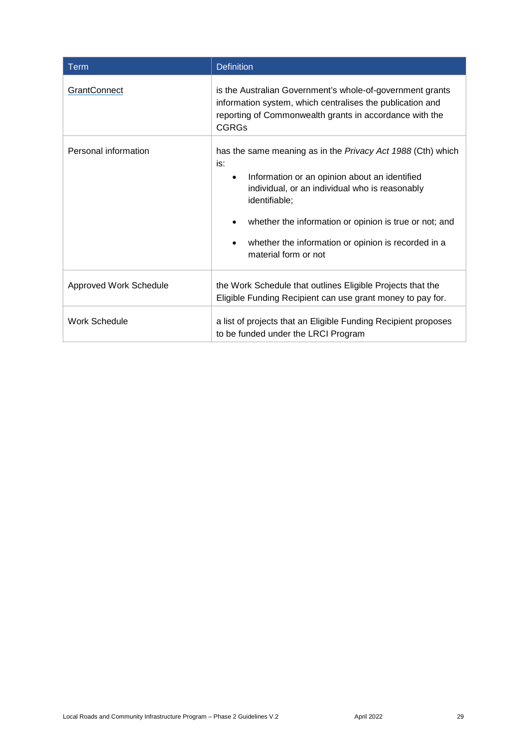| Term | Definition |
| --- | --- |
| GrantConnect | is the Australian Government's whole-of-government grants information system, which centralises the publication and reporting of Commonwealth grants in accordance with the CGRGs |
| Personal information | has the same meaning as in the *Privacy Act 1988* (Cth) which is: <br>• Information or an opinion about an identified individual, or an individual who is reasonably identifiable; <br>• whether the information or opinion is true or not; and <br>• whether the information or opinion is recorded in a material form or not |
| Approved Work Schedule | the Work Schedule that outlines Eligible Projects that the Eligible Funding Recipient can use grant money to pay for. |
| Work Schedule | a list of projects that an Eligible Funding Recipient proposes to be funded under the LRCI Program |